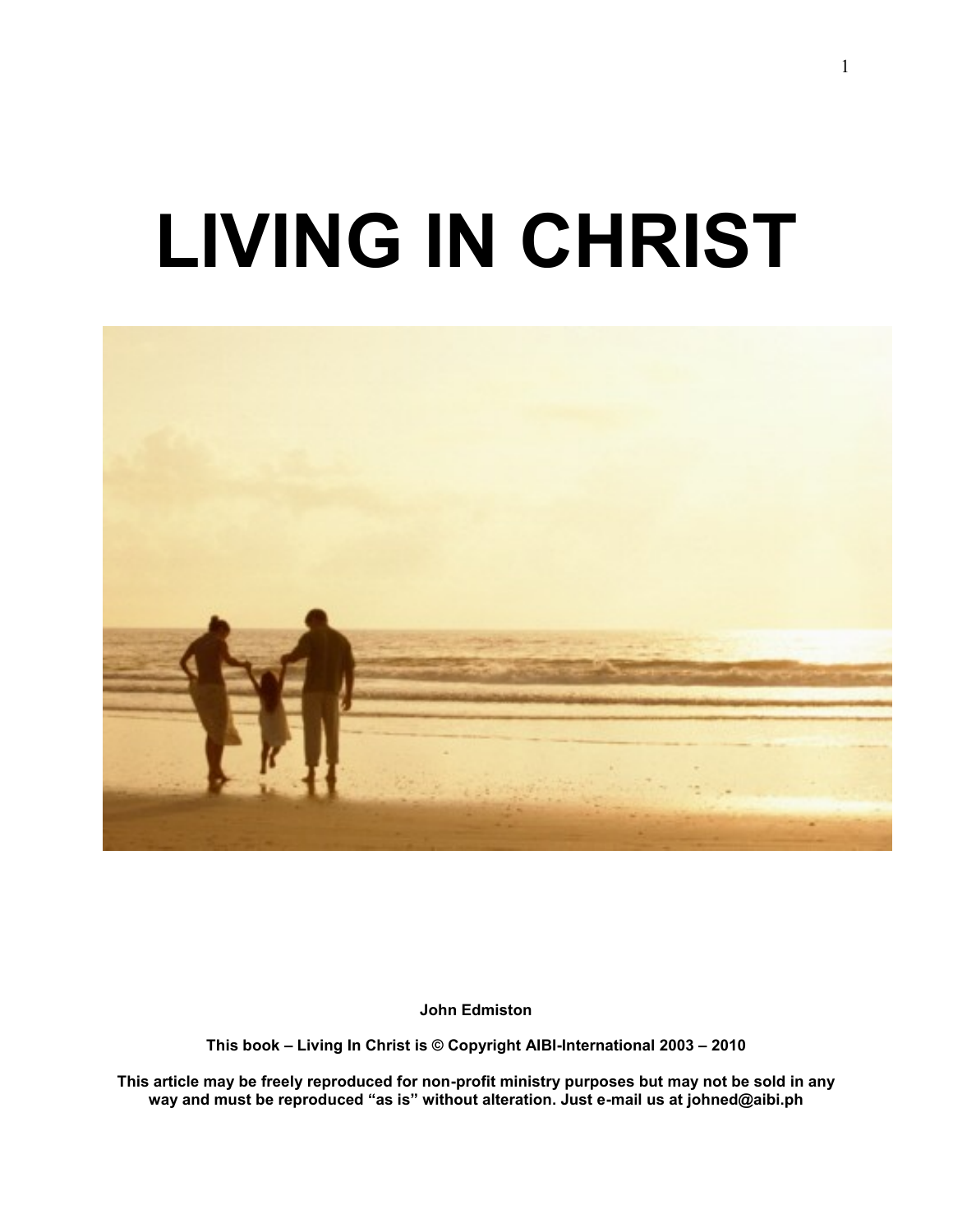# LIVING IN CHRIST

**John Edmiston**

**This book – Living In Christ is © Copyright AIBI-International 2003 – 2010**

**This article may be freely reproduced for non-profit ministry purposes but may not be sold in any way and must be reproduced "as is" without alteration. Just e-mail us at johned@aibi.ph**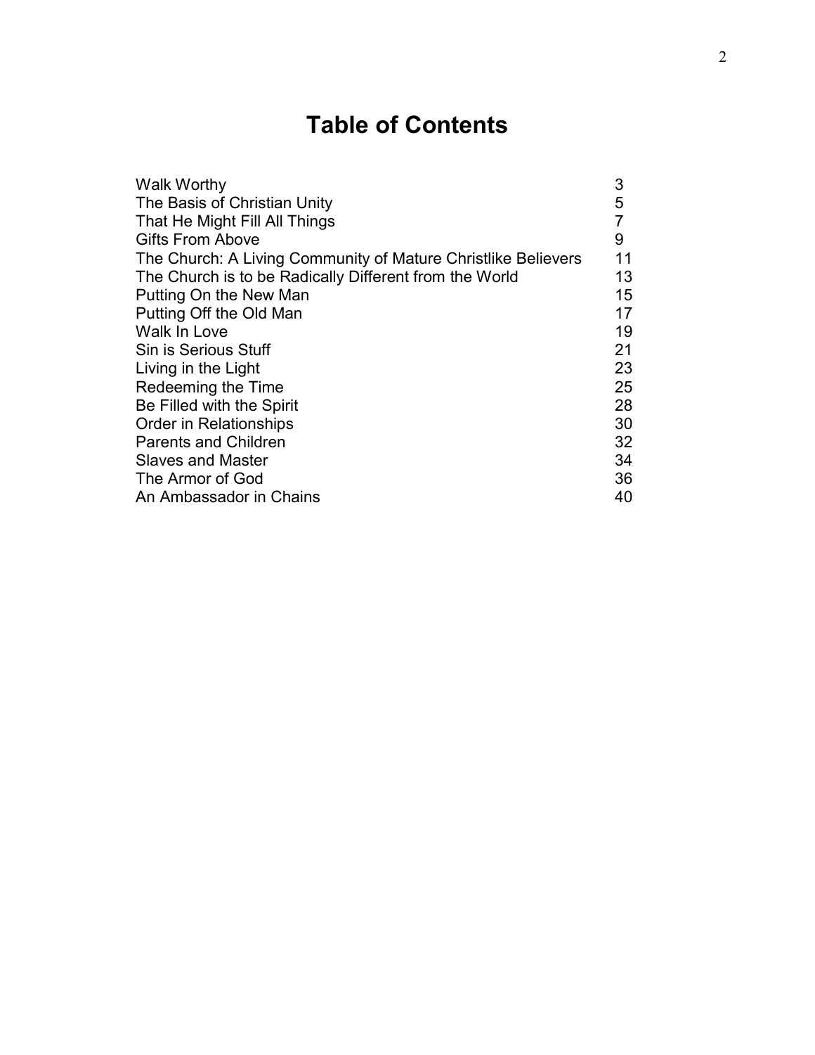# Table of Contents

| | |
|---|---|
| Walk Worthy | 3 |
| The Basis of Christian Unity | 5 |
| That He Might Fill All Things | 7 |
| Gifts From Above | 9 |
| The Church: A Living Community of Mature Christlike Believers | 11 |
| The Church is to be Radically Different from the World | 13 |
| Putting On the New Man | 15 |
| Putting Off the Old Man | 17 |
| Walk In Love | 19 |
| Sin is Serious Stuff | 21 |
| Living in the Light | 23 |
| Redeeming the Time | 25 |
| Be Filled with the Spirit | 28 |
| Order in Relationships | 30 |
| Parents and Children | 32 |
| Slaves and Master | 34 |
| The Armor of God | 36 |
| An Ambassador in Chains | 40 |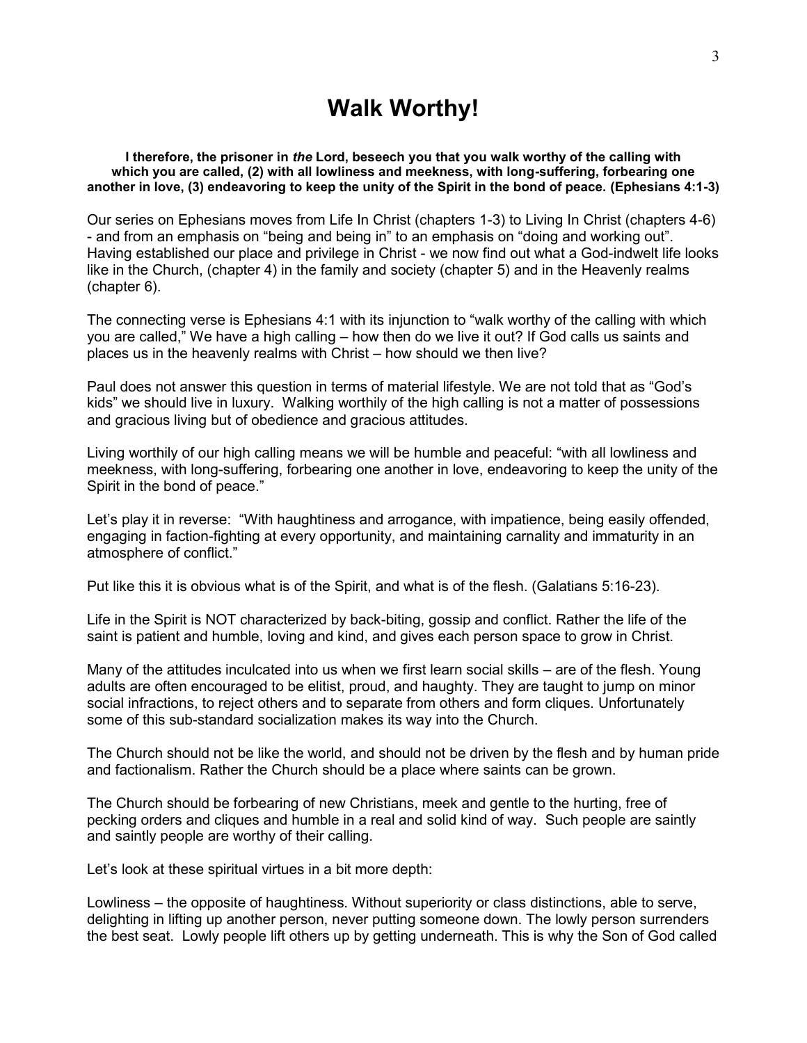# Walk Worthy!

**I therefore, the prisoner in *the* Lord, beseech you that you walk worthy of the calling with which you are called, (2) with all lowliness and meekness, with long-suffering, forbearing one another in love, (3) endeavoring to keep the unity of the Spirit in the bond of peace. (Ephesians 4:1-3)**

Our series on Ephesians moves from Life In Christ (chapters 1-3) to Living In Christ (chapters 4-6) - and from an emphasis on "being and being in" to an emphasis on "doing and working out". Having established our place and privilege in Christ - we now find out what a God-indwelt life looks like in the Church, (chapter 4) in the family and society (chapter 5) and in the Heavenly realms (chapter 6).

The connecting verse is Ephesians 4:1 with its injunction to "walk worthy of the calling with which you are called," We have a high calling – how then do we live it out? If God calls us saints and places us in the heavenly realms with Christ – how should we then live?

Paul does not answer this question in terms of material lifestyle. We are not told that as "God's kids" we should live in luxury. Walking worthily of the high calling is not a matter of possessions and gracious living but of obedience and gracious attitudes.

Living worthily of our high calling means we will be humble and peaceful: "with all lowliness and meekness, with long-suffering, forbearing one another in love, endeavoring to keep the unity of the Spirit in the bond of peace."

Let's play it in reverse: "With haughtiness and arrogance, with impatience, being easily offended, engaging in faction-fighting at every opportunity, and maintaining carnality and immaturity in an atmosphere of conflict."

Put like this it is obvious what is of the Spirit, and what is of the flesh. (Galatians 5:16-23).

Life in the Spirit is NOT characterized by back-biting, gossip and conflict. Rather the life of the saint is patient and humble, loving and kind, and gives each person space to grow in Christ.

Many of the attitudes inculcated into us when we first learn social skills – are of the flesh. Young adults are often encouraged to be elitist, proud, and haughty. They are taught to jump on minor social infractions, to reject others and to separate from others and form cliques. Unfortunately some of this sub-standard socialization makes its way into the Church.

The Church should not be like the world, and should not be driven by the flesh and by human pride and factionalism. Rather the Church should be a place where saints can be grown.

The Church should be forbearing of new Christians, meek and gentle to the hurting, free of pecking orders and cliques and humble in a real and solid kind of way. Such people are saintly and saintly people are worthy of their calling.

Let's look at these spiritual virtues in a bit more depth:

Lowliness – the opposite of haughtiness. Without superiority or class distinctions, able to serve, delighting in lifting up another person, never putting someone down. The lowly person surrenders the best seat. Lowly people lift others up by getting underneath. This is why the Son of God called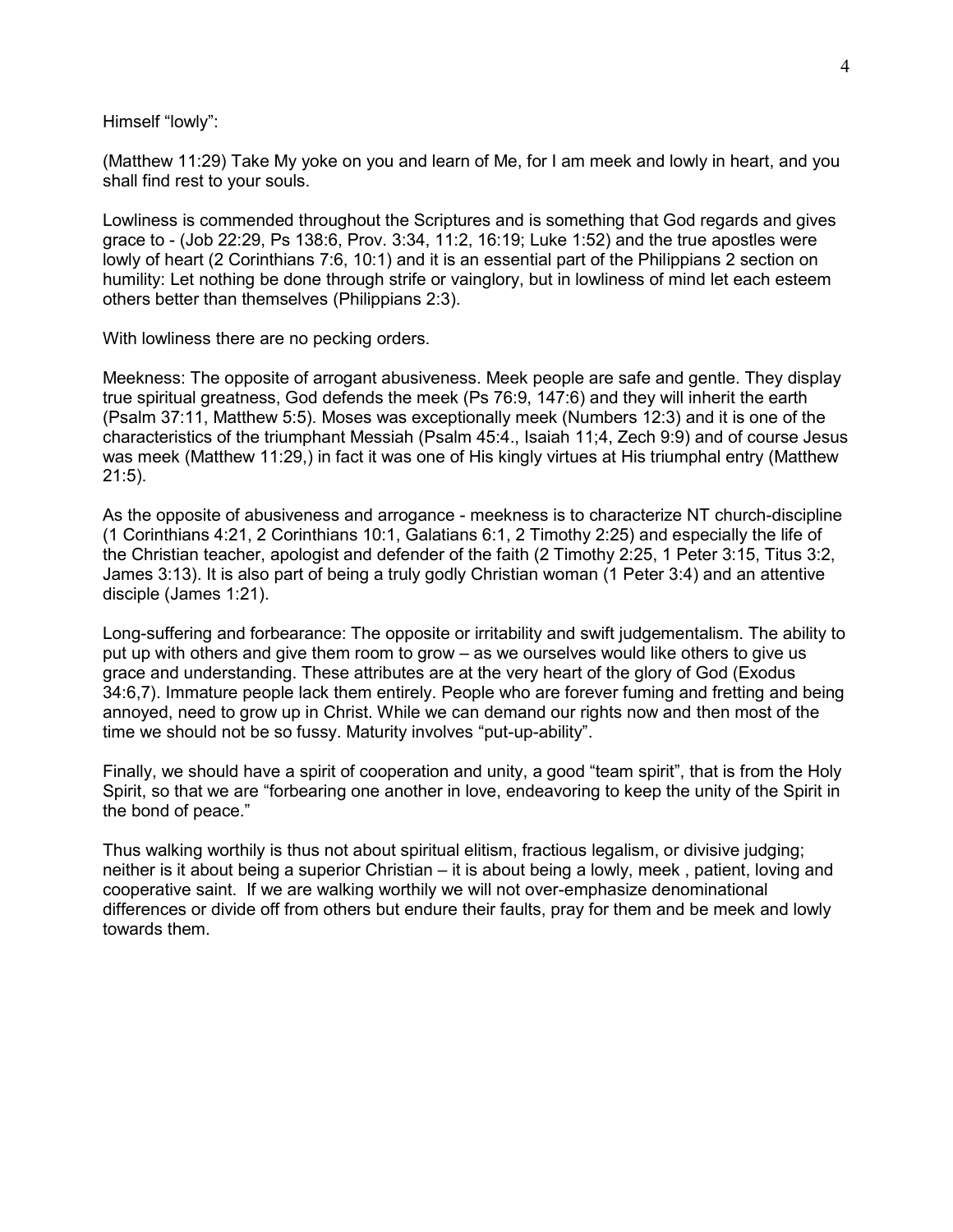Himself "lowly":

(Matthew 11:29) Take My yoke on you and learn of Me, for I am meek and lowly in heart, and you shall find rest to your souls.

Lowliness is commended throughout the Scriptures and is something that God regards and gives grace to - (Job 22:29, Ps 138:6, Prov. 3:34, 11:2, 16:19; Luke 1:52) and the true apostles were lowly of heart (2 Corinthians 7:6, 10:1) and it is an essential part of the Philippians 2 section on humility: Let nothing be done through strife or vainglory, but in lowliness of mind let each esteem others better than themselves (Philippians 2:3).

With lowliness there are no pecking orders.

Meekness: The opposite of arrogant abusiveness. Meek people are safe and gentle. They display true spiritual greatness, God defends the meek (Ps 76:9, 147:6) and they will inherit the earth (Psalm 37:11, Matthew 5:5). Moses was exceptionally meek (Numbers 12:3) and it is one of the characteristics of the triumphant Messiah (Psalm 45:4., Isaiah 11;4, Zech 9:9) and of course Jesus was meek (Matthew 11:29,) in fact it was one of His kingly virtues at His triumphal entry (Matthew 21:5).

As the opposite of abusiveness and arrogance - meekness is to characterize NT church-discipline (1 Corinthians 4:21, 2 Corinthians 10:1, Galatians 6:1, 2 Timothy 2:25) and especially the life of the Christian teacher, apologist and defender of the faith (2 Timothy 2:25, 1 Peter 3:15, Titus 3:2, James 3:13). It is also part of being a truly godly Christian woman (1 Peter 3:4) and an attentive disciple (James 1:21).

Long-suffering and forbearance: The opposite or irritability and swift judgementalism. The ability to put up with others and give them room to grow – as we ourselves would like others to give us grace and understanding. These attributes are at the very heart of the glory of God (Exodus 34:6,7). Immature people lack them entirely. People who are forever fuming and fretting and being annoyed, need to grow up in Christ. While we can demand our rights now and then most of the time we should not be so fussy. Maturity involves "put-up-ability".

Finally, we should have a spirit of cooperation and unity, a good "team spirit", that is from the Holy Spirit, so that we are "forbearing one another in love, endeavoring to keep the unity of the Spirit in the bond of peace."

Thus walking worthily is thus not about spiritual elitism, fractious legalism, or divisive judging; neither is it about being a superior Christian – it is about being a lowly, meek , patient, loving and cooperative saint. If we are walking worthily we will not over-emphasize denominational differences or divide off from others but endure their faults, pray for them and be meek and lowly towards them.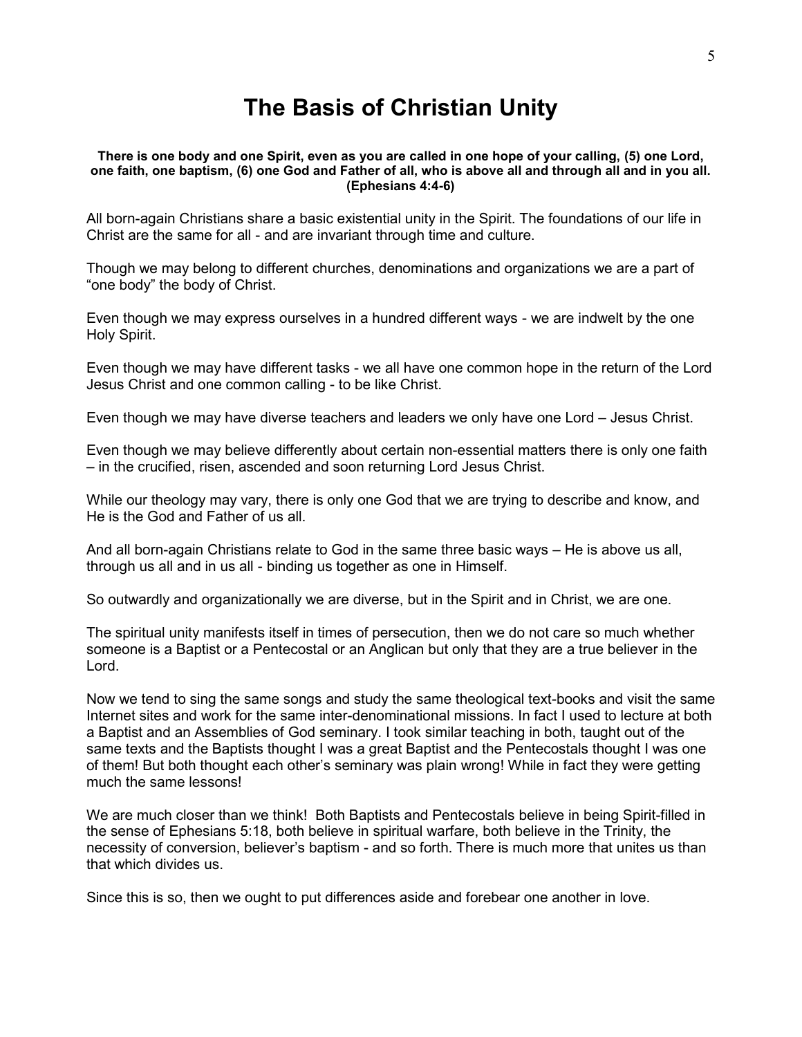# The Basis of Christian Unity

**There is one body and one Spirit, even as you are called in one hope of your calling, (5) one Lord, one faith, one baptism, (6) one God and Father of all, who is above all and through all and in you all. (Ephesians 4:4-6)**

All born-again Christians share a basic existential unity in the Spirit. The foundations of our life in Christ are the same for all - and are invariant through time and culture.

Though we may belong to different churches, denominations and organizations we are a part of "one body" the body of Christ.

Even though we may express ourselves in a hundred different ways - we are indwelt by the one Holy Spirit.

Even though we may have different tasks - we all have one common hope in the return of the Lord Jesus Christ and one common calling - to be like Christ.

Even though we may have diverse teachers and leaders we only have one Lord – Jesus Christ.

Even though we may believe differently about certain non-essential matters there is only one faith – in the crucified, risen, ascended and soon returning Lord Jesus Christ.

While our theology may vary, there is only one God that we are trying to describe and know, and He is the God and Father of us all.

And all born-again Christians relate to God in the same three basic ways – He is above us all, through us all and in us all - binding us together as one in Himself.

So outwardly and organizationally we are diverse, but in the Spirit and in Christ, we are one.

The spiritual unity manifests itself in times of persecution, then we do not care so much whether someone is a Baptist or a Pentecostal or an Anglican but only that they are a true believer in the Lord.

Now we tend to sing the same songs and study the same theological text-books and visit the same Internet sites and work for the same inter-denominational missions. In fact I used to lecture at both a Baptist and an Assemblies of God seminary. I took similar teaching in both, taught out of the same texts and the Baptists thought I was a great Baptist and the Pentecostals thought I was one of them! But both thought each other's seminary was plain wrong! While in fact they were getting much the same lessons!

We are much closer than we think! Both Baptists and Pentecostals believe in being Spirit-filled in the sense of Ephesians 5:18, both believe in spiritual warfare, both believe in the Trinity, the necessity of conversion, believer's baptism - and so forth. There is much more that unites us than that which divides us.

Since this is so, then we ought to put differences aside and forebear one another in love.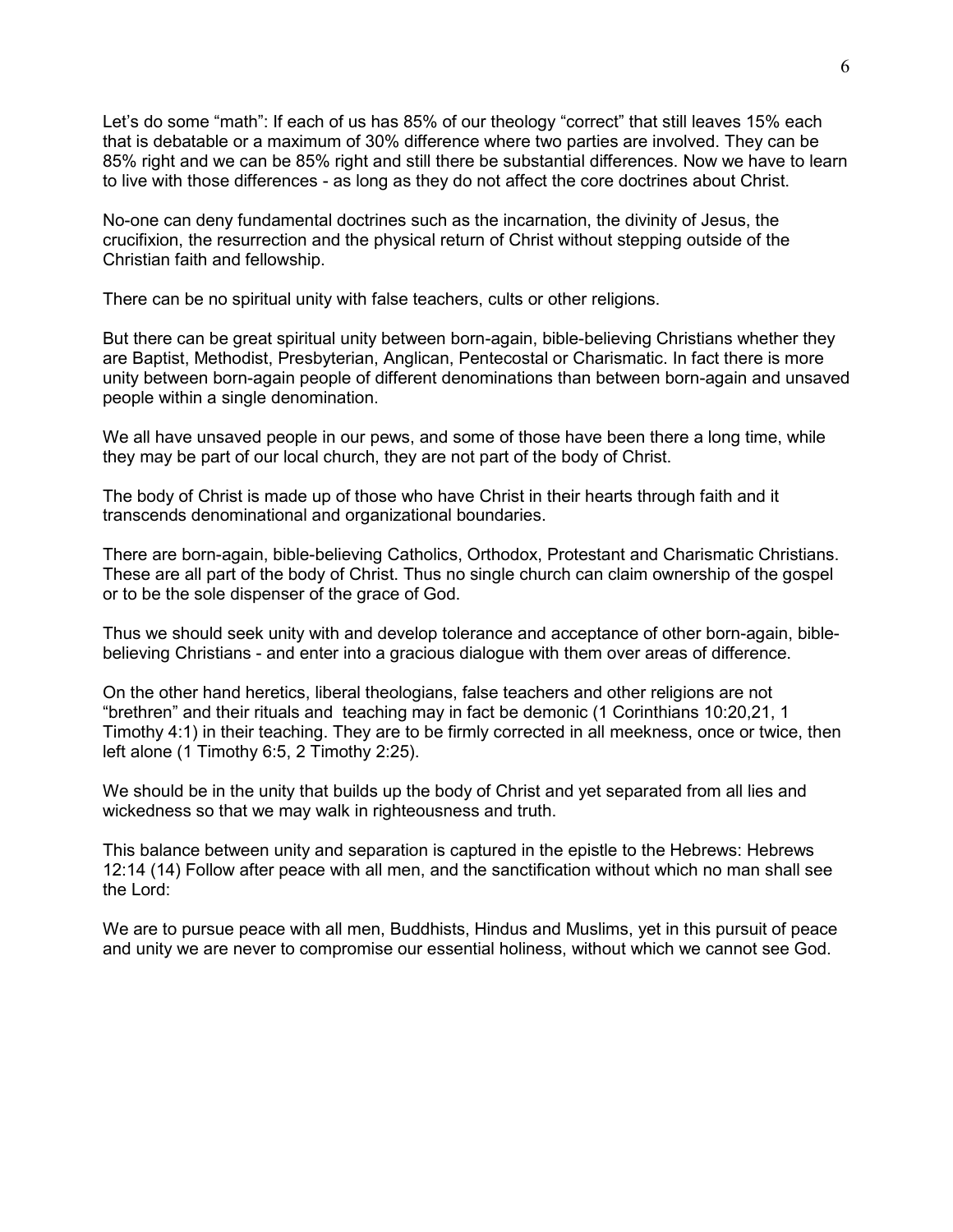Let's do some "math": If each of us has 85% of our theology "correct" that still leaves 15% each that is debatable or a maximum of 30% difference where two parties are involved. They can be 85% right and we can be 85% right and still there be substantial differences. Now we have to learn to live with those differences - as long as they do not affect the core doctrines about Christ.

No-one can deny fundamental doctrines such as the incarnation, the divinity of Jesus, the crucifixion, the resurrection and the physical return of Christ without stepping outside of the Christian faith and fellowship.

There can be no spiritual unity with false teachers, cults or other religions.

But there can be great spiritual unity between born-again, bible-believing Christians whether they are Baptist, Methodist, Presbyterian, Anglican, Pentecostal or Charismatic. In fact there is more unity between born-again people of different denominations than between born-again and unsaved people within a single denomination.

We all have unsaved people in our pews, and some of those have been there a long time, while they may be part of our local church, they are not part of the body of Christ.

The body of Christ is made up of those who have Christ in their hearts through faith and it transcends denominational and organizational boundaries.

There are born-again, bible-believing Catholics, Orthodox, Protestant and Charismatic Christians. These are all part of the body of Christ. Thus no single church can claim ownership of the gospel or to be the sole dispenser of the grace of God.

Thus we should seek unity with and develop tolerance and acceptance of other born-again, bible-believing Christians - and enter into a gracious dialogue with them over areas of difference.

On the other hand heretics, liberal theologians, false teachers and other religions are not "brethren" and their rituals and teaching may in fact be demonic (1 Corinthians 10:20,21, 1 Timothy 4:1) in their teaching. They are to be firmly corrected in all meekness, once or twice, then left alone (1 Timothy 6:5, 2 Timothy 2:25).

We should be in the unity that builds up the body of Christ and yet separated from all lies and wickedness so that we may walk in righteousness and truth.

This balance between unity and separation is captured in the epistle to the Hebrews: Hebrews 12:14 (14) Follow after peace with all men, and the sanctification without which no man shall see the Lord:

We are to pursue peace with all men, Buddhists, Hindus and Muslims, yet in this pursuit of peace and unity we are never to compromise our essential holiness, without which we cannot see God.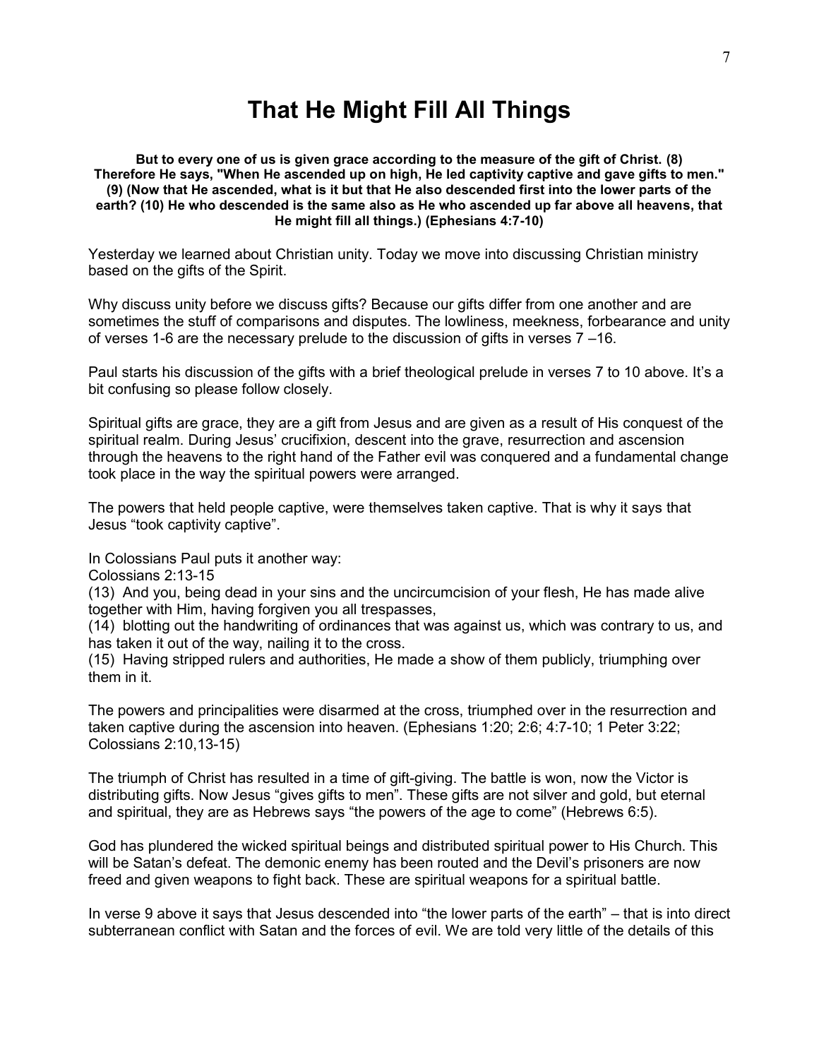# That He Might Fill All Things

**But to every one of us is given grace according to the measure of the gift of Christ. (8) Therefore He says, "When He ascended up on high, He led captivity captive and gave gifts to men." (9) (Now that He ascended, what is it but that He also descended first into the lower parts of the earth? (10) He who descended is the same also as He who ascended up far above all heavens, that He might fill all things.) (Ephesians 4:7-10)**

Yesterday we learned about Christian unity. Today we move into discussing Christian ministry based on the gifts of the Spirit.

Why discuss unity before we discuss gifts? Because our gifts differ from one another and are sometimes the stuff of comparisons and disputes. The lowliness, meekness, forbearance and unity of verses 1-6 are the necessary prelude to the discussion of gifts in verses 7 –16.

Paul starts his discussion of the gifts with a brief theological prelude in verses 7 to 10 above. It's a bit confusing so please follow closely.

Spiritual gifts are grace, they are a gift from Jesus and are given as a result of His conquest of the spiritual realm. During Jesus' crucifixion, descent into the grave, resurrection and ascension through the heavens to the right hand of the Father evil was conquered and a fundamental change took place in the way the spiritual powers were arranged.

The powers that held people captive, were themselves taken captive. That is why it says that Jesus "took captivity captive".

In Colossians Paul puts it another way:

Colossians 2:13-15

(13) And you, being dead in your sins and the uncircumcision of your flesh, He has made alive together with Him, having forgiven you all trespasses,

(14) blotting out the handwriting of ordinances that was against us, which was contrary to us, and has taken it out of the way, nailing it to the cross.

(15) Having stripped rulers and authorities, He made a show of them publicly, triumphing over them in it.

The powers and principalities were disarmed at the cross, triumphed over in the resurrection and taken captive during the ascension into heaven. (Ephesians 1:20; 2:6; 4:7-10; 1 Peter 3:22; Colossians 2:10,13-15)

The triumph of Christ has resulted in a time of gift-giving. The battle is won, now the Victor is distributing gifts. Now Jesus "gives gifts to men". These gifts are not silver and gold, but eternal and spiritual, they are as Hebrews says "the powers of the age to come" (Hebrews 6:5).

God has plundered the wicked spiritual beings and distributed spiritual power to His Church. This will be Satan's defeat. The demonic enemy has been routed and the Devil's prisoners are now freed and given weapons to fight back. These are spiritual weapons for a spiritual battle.

In verse 9 above it says that Jesus descended into "the lower parts of the earth" – that is into direct subterranean conflict with Satan and the forces of evil. We are told very little of the details of this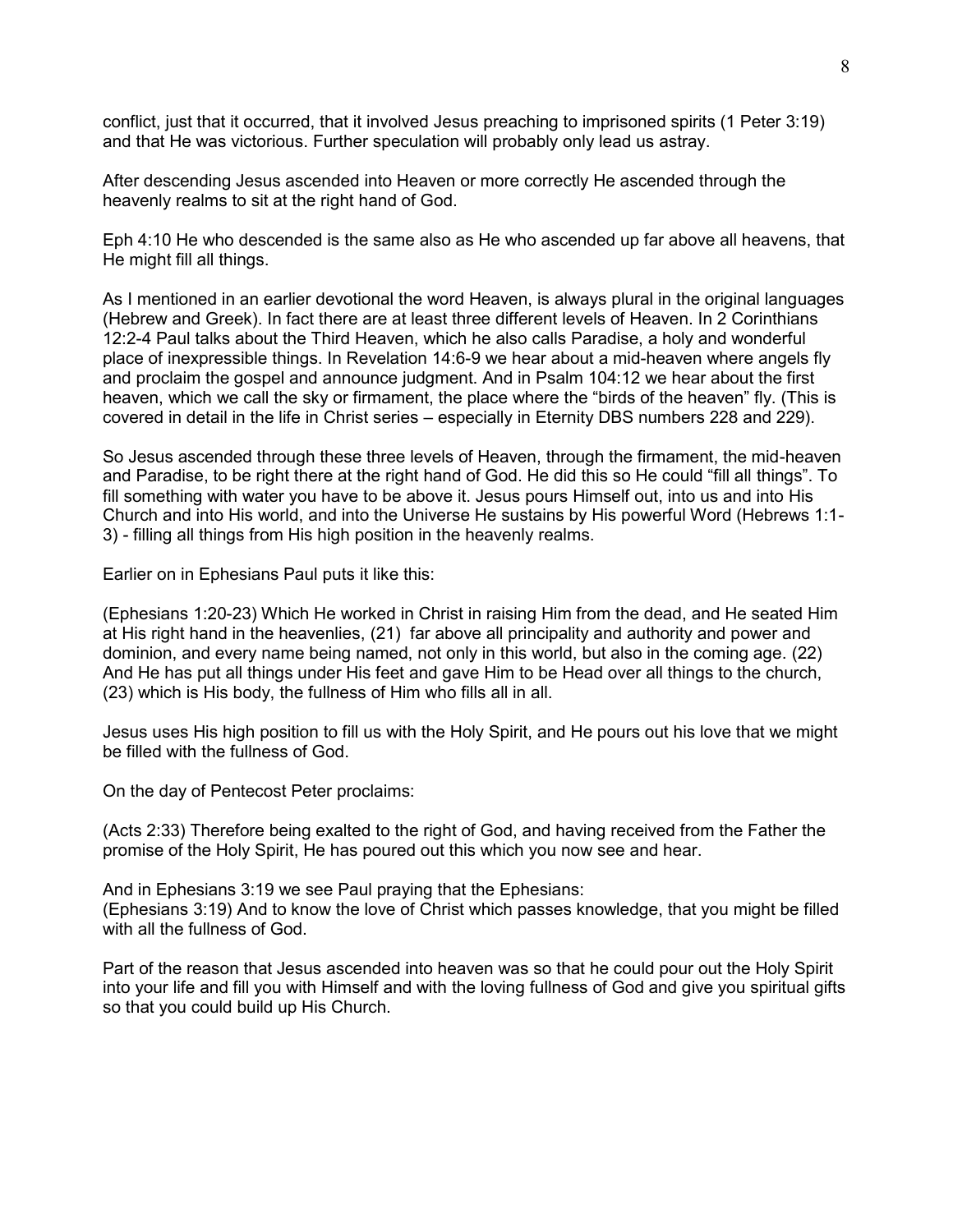conflict, just that it occurred, that it involved Jesus preaching to imprisoned spirits (1 Peter 3:19) and that He was victorious. Further speculation will probably only lead us astray.

After descending Jesus ascended into Heaven or more correctly He ascended through the heavenly realms to sit at the right hand of God.

Eph 4:10 He who descended is the same also as He who ascended up far above all heavens, that He might fill all things.

As I mentioned in an earlier devotional the word Heaven, is always plural in the original languages (Hebrew and Greek). In fact there are at least three different levels of Heaven. In 2 Corinthians 12:2-4 Paul talks about the Third Heaven, which he also calls Paradise, a holy and wonderful place of inexpressible things. In Revelation 14:6-9 we hear about a mid-heaven where angels fly and proclaim the gospel and announce judgment. And in Psalm 104:12 we hear about the first heaven, which we call the sky or firmament, the place where the "birds of the heaven" fly. (This is covered in detail in the life in Christ series – especially in Eternity DBS numbers 228 and 229).

So Jesus ascended through these three levels of Heaven, through the firmament, the mid-heaven and Paradise, to be right there at the right hand of God. He did this so He could "fill all things". To fill something with water you have to be above it. Jesus pours Himself out, into us and into His Church and into His world, and into the Universe He sustains by His powerful Word (Hebrews 1:1-3) - filling all things from His high position in the heavenly realms.

Earlier on in Ephesians Paul puts it like this:

(Ephesians 1:20-23) Which He worked in Christ in raising Him from the dead, and He seated Him at His right hand in the heavenlies, (21) far above all principality and authority and power and dominion, and every name being named, not only in this world, but also in the coming age. (22) And He has put all things under His feet and gave Him to be Head over all things to the church, (23) which is His body, the fullness of Him who fills all in all.

Jesus uses His high position to fill us with the Holy Spirit, and He pours out his love that we might be filled with the fullness of God.

On the day of Pentecost Peter proclaims:

(Acts 2:33) Therefore being exalted to the right of God, and having received from the Father the promise of the Holy Spirit, He has poured out this which you now see and hear.

And in Ephesians 3:19 we see Paul praying that the Ephesians:
(Ephesians 3:19) And to know the love of Christ which passes knowledge, that you might be filled with all the fullness of God.

Part of the reason that Jesus ascended into heaven was so that he could pour out the Holy Spirit into your life and fill you with Himself and with the loving fullness of God and give you spiritual gifts so that you could build up His Church.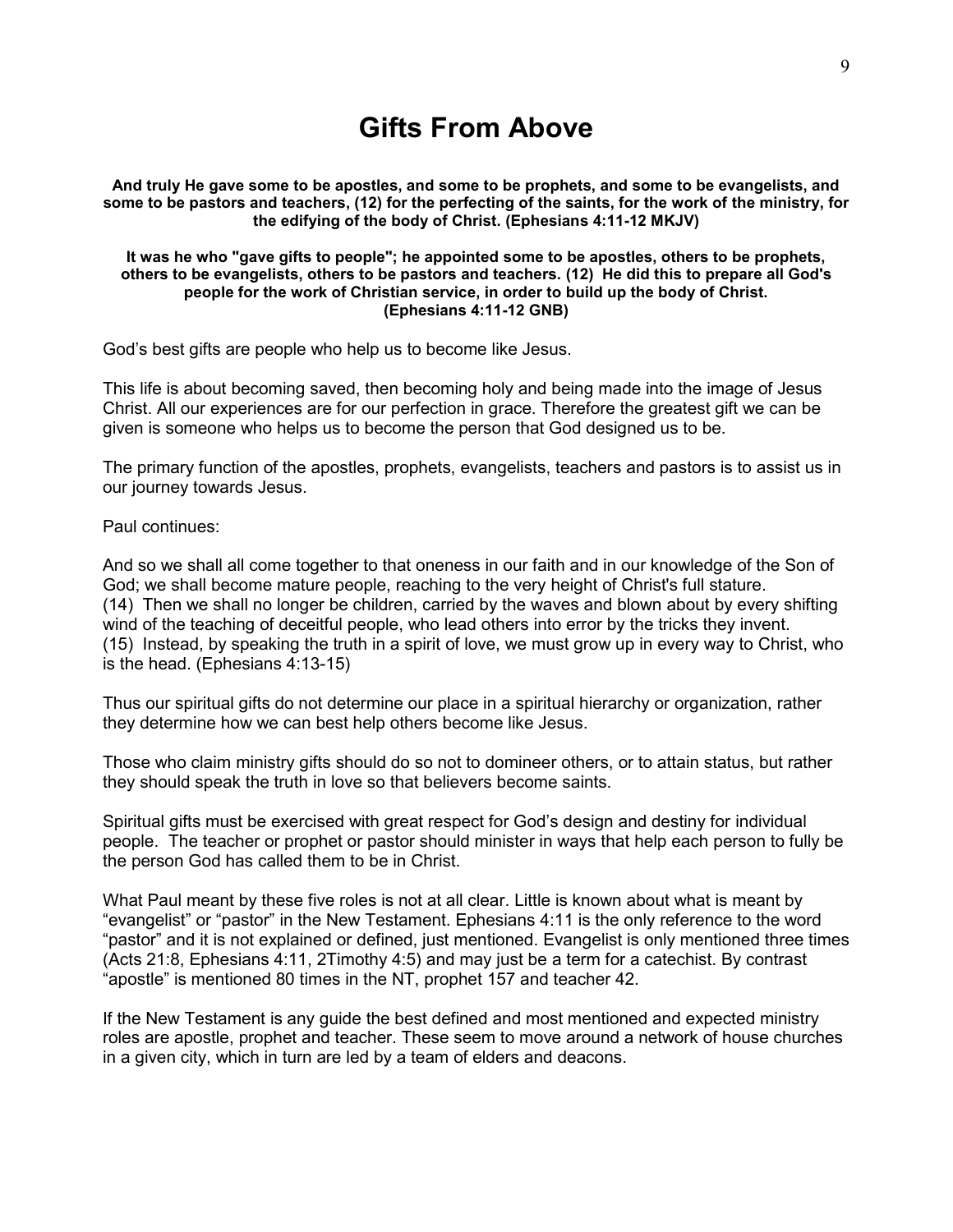# Gifts From Above

**And truly He gave some to be apostles, and some to be prophets, and some to be evangelists, and some to be pastors and teachers, (12) for the perfecting of the saints, for the work of the ministry, for the edifying of the body of Christ. (Ephesians 4:11-12 MKJV)**

**It was he who "gave gifts to people"; he appointed some to be apostles, others to be prophets, others to be evangelists, others to be pastors and teachers. (12) He did this to prepare all God's people for the work of Christian service, in order to build up the body of Christ. (Ephesians 4:11-12 GNB)**

God's best gifts are people who help us to become like Jesus.

This life is about becoming saved, then becoming holy and being made into the image of Jesus Christ. All our experiences are for our perfection in grace. Therefore the greatest gift we can be given is someone who helps us to become the person that God designed us to be.

The primary function of the apostles, prophets, evangelists, teachers and pastors is to assist us in our journey towards Jesus.

Paul continues:

And so we shall all come together to that oneness in our faith and in our knowledge of the Son of God; we shall become mature people, reaching to the very height of Christ's full stature.
(14) Then we shall no longer be children, carried by the waves and blown about by every shifting wind of the teaching of deceitful people, who lead others into error by the tricks they invent.
(15) Instead, by speaking the truth in a spirit of love, we must grow up in every way to Christ, who is the head. (Ephesians 4:13-15)

Thus our spiritual gifts do not determine our place in a spiritual hierarchy or organization, rather they determine how we can best help others become like Jesus.

Those who claim ministry gifts should do so not to domineer others, or to attain status, but rather they should speak the truth in love so that believers become saints.

Spiritual gifts must be exercised with great respect for God's design and destiny for individual people. The teacher or prophet or pastor should minister in ways that help each person to fully be the person God has called them to be in Christ.

What Paul meant by these five roles is not at all clear. Little is known about what is meant by "evangelist" or "pastor" in the New Testament. Ephesians 4:11 is the only reference to the word "pastor" and it is not explained or defined, just mentioned. Evangelist is only mentioned three times (Acts 21:8, Ephesians 4:11, 2Timothy 4:5) and may just be a term for a catechist. By contrast "apostle" is mentioned 80 times in the NT, prophet 157 and teacher 42.

If the New Testament is any guide the best defined and most mentioned and expected ministry roles are apostle, prophet and teacher. These seem to move around a network of house churches in a given city, which in turn are led by a team of elders and deacons.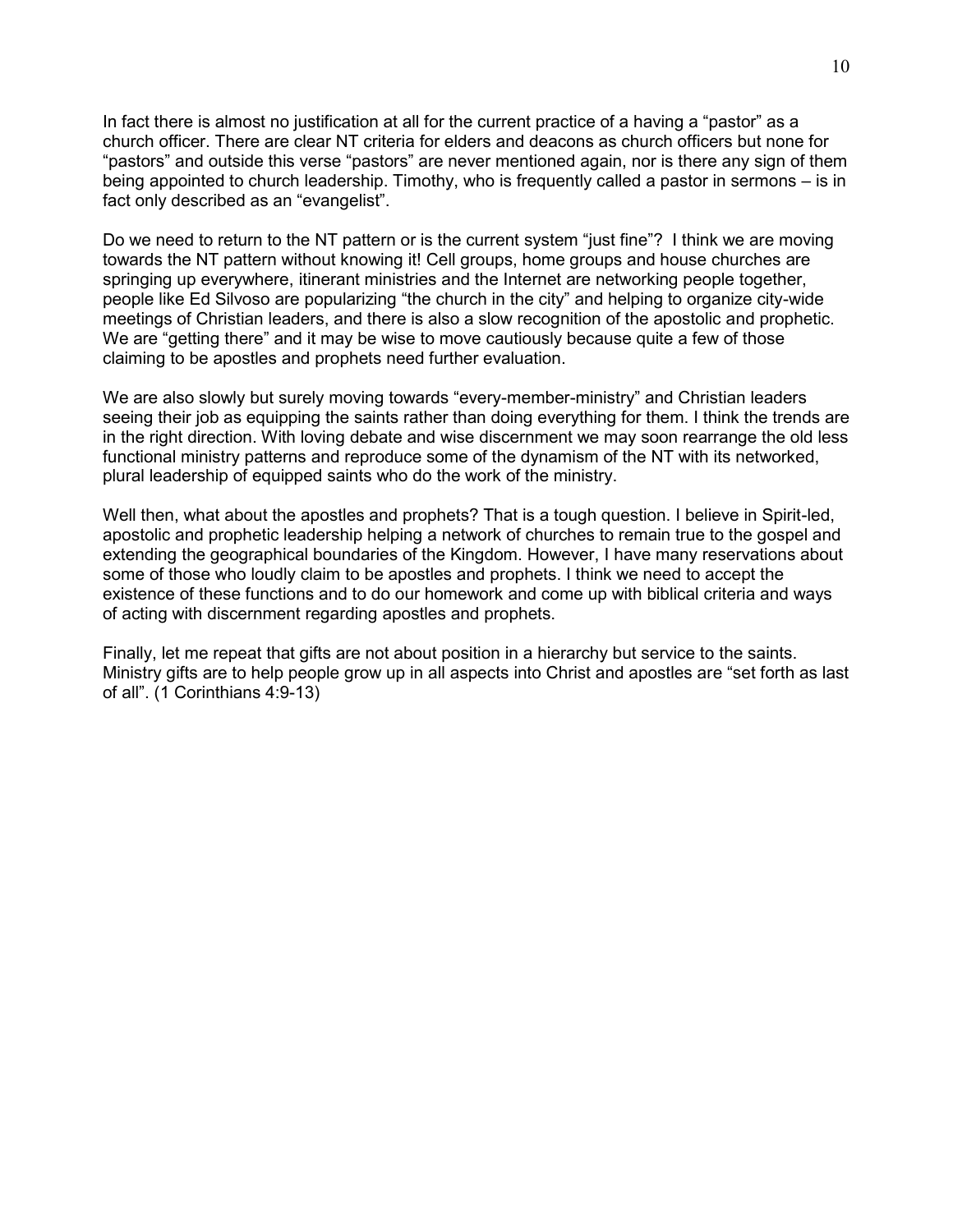In fact there is almost no justification at all for the current practice of a having a "pastor" as a church officer. There are clear NT criteria for elders and deacons as church officers but none for "pastors" and outside this verse "pastors" are never mentioned again, nor is there any sign of them being appointed to church leadership. Timothy, who is frequently called a pastor in sermons – is in fact only described as an "evangelist".

Do we need to return to the NT pattern or is the current system "just fine"? I think we are moving towards the NT pattern without knowing it! Cell groups, home groups and house churches are springing up everywhere, itinerant ministries and the Internet are networking people together, people like Ed Silvoso are popularizing "the church in the city" and helping to organize city-wide meetings of Christian leaders, and there is also a slow recognition of the apostolic and prophetic. We are "getting there" and it may be wise to move cautiously because quite a few of those claiming to be apostles and prophets need further evaluation.

We are also slowly but surely moving towards "every-member-ministry" and Christian leaders seeing their job as equipping the saints rather than doing everything for them. I think the trends are in the right direction. With loving debate and wise discernment we may soon rearrange the old less functional ministry patterns and reproduce some of the dynamism of the NT with its networked, plural leadership of equipped saints who do the work of the ministry.

Well then, what about the apostles and prophets? That is a tough question. I believe in Spirit-led, apostolic and prophetic leadership helping a network of churches to remain true to the gospel and extending the geographical boundaries of the Kingdom. However, I have many reservations about some of those who loudly claim to be apostles and prophets. I think we need to accept the existence of these functions and to do our homework and come up with biblical criteria and ways of acting with discernment regarding apostles and prophets.

Finally, let me repeat that gifts are not about position in a hierarchy but service to the saints. Ministry gifts are to help people grow up in all aspects into Christ and apostles are "set forth as last of all". (1 Corinthians 4:9-13)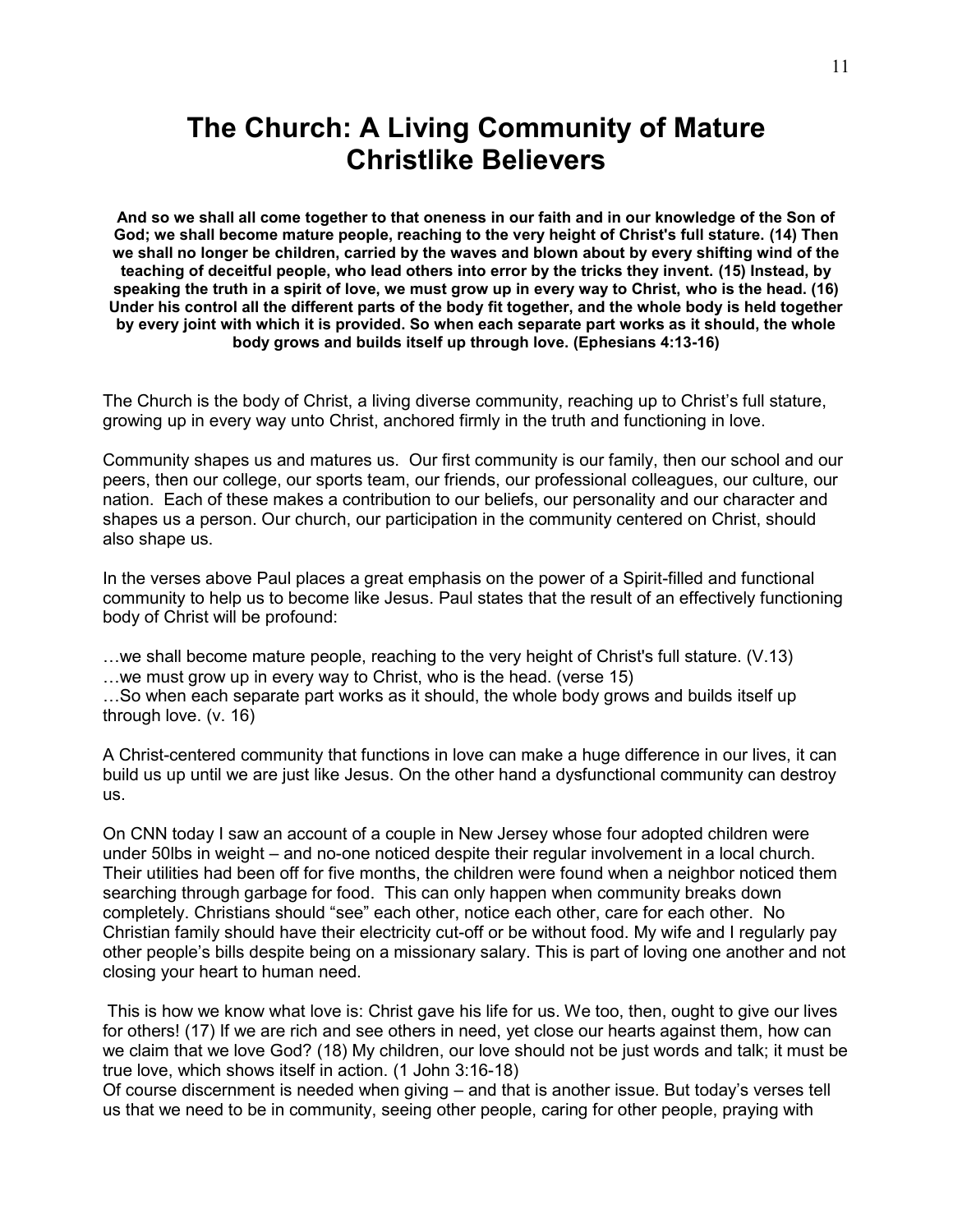# The Church: A Living Community of Mature Christlike Believers

**And so we shall all come together to that oneness in our faith and in our knowledge of the Son of God; we shall become mature people, reaching to the very height of Christ's full stature. (14) Then we shall no longer be children, carried by the waves and blown about by every shifting wind of the teaching of deceitful people, who lead others into error by the tricks they invent. (15) Instead, by speaking the truth in a spirit of love, we must grow up in every way to Christ, who is the head. (16) Under his control all the different parts of the body fit together, and the whole body is held together by every joint with which it is provided. So when each separate part works as it should, the whole body grows and builds itself up through love. (Ephesians 4:13-16)**

The Church is the body of Christ, a living diverse community, reaching up to Christ's full stature, growing up in every way unto Christ, anchored firmly in the truth and functioning in love.

Community shapes us and matures us. Our first community is our family, then our school and our peers, then our college, our sports team, our friends, our professional colleagues, our culture, our nation. Each of these makes a contribution to our beliefs, our personality and our character and shapes us a person. Our church, our participation in the community centered on Christ, should also shape us.

In the verses above Paul places a great emphasis on the power of a Spirit-filled and functional community to help us to become like Jesus. Paul states that the result of an effectively functioning body of Christ will be profound:

…we shall become mature people, reaching to the very height of Christ's full stature. (V.13)
…we must grow up in every way to Christ, who is the head. (verse 15)
…So when each separate part works as it should, the whole body grows and builds itself up through love. (v. 16)

A Christ-centered community that functions in love can make a huge difference in our lives, it can build us up until we are just like Jesus. On the other hand a dysfunctional community can destroy us.

On CNN today I saw an account of a couple in New Jersey whose four adopted children were under 50lbs in weight – and no-one noticed despite their regular involvement in a local church. Their utilities had been off for five months, the children were found when a neighbor noticed them searching through garbage for food. This can only happen when community breaks down completely. Christians should "see" each other, notice each other, care for each other. No Christian family should have their electricity cut-off or be without food. My wife and I regularly pay other people's bills despite being on a missionary salary. This is part of loving one another and not closing your heart to human need.

This is how we know what love is: Christ gave his life for us. We too, then, ought to give our lives for others! (17) If we are rich and see others in need, yet close our hearts against them, how can we claim that we love God? (18) My children, our love should not be just words and talk; it must be true love, which shows itself in action. (1 John 3:16-18)

Of course discernment is needed when giving – and that is another issue. But today's verses tell us that we need to be in community, seeing other people, caring for other people, praying with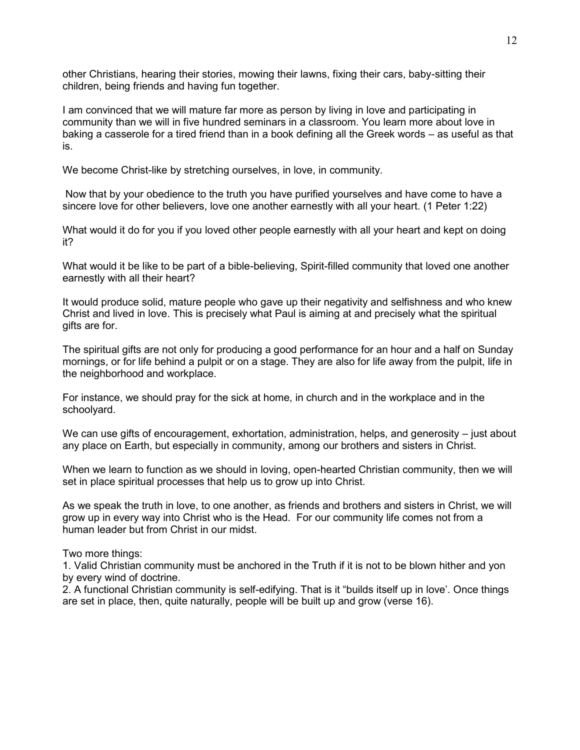other Christians, hearing their stories, mowing their lawns, fixing their cars, baby-sitting their children, being friends and having fun together.

I am convinced that we will mature far more as person by living in love and participating in community than we will in five hundred seminars in a classroom. You learn more about love in baking a casserole for a tired friend than in a book defining all the Greek words – as useful as that is.

We become Christ-like by stretching ourselves, in love, in community.

Now that by your obedience to the truth you have purified yourselves and have come to have a sincere love for other believers, love one another earnestly with all your heart. (1 Peter 1:22)

What would it do for you if you loved other people earnestly with all your heart and kept on doing it?

What would it be like to be part of a bible-believing, Spirit-filled community that loved one another earnestly with all their heart?

It would produce solid, mature people who gave up their negativity and selfishness and who knew Christ and lived in love. This is precisely what Paul is aiming at and precisely what the spiritual gifts are for.

The spiritual gifts are not only for producing a good performance for an hour and a half on Sunday mornings, or for life behind a pulpit or on a stage. They are also for life away from the pulpit, life in the neighborhood and workplace.

For instance, we should pray for the sick at home, in church and in the workplace and in the schoolyard.

We can use gifts of encouragement, exhortation, administration, helps, and generosity – just about any place on Earth, but especially in community, among our brothers and sisters in Christ.

When we learn to function as we should in loving, open-hearted Christian community, then we will set in place spiritual processes that help us to grow up into Christ.

As we speak the truth in love, to one another, as friends and brothers and sisters in Christ, we will grow up in every way into Christ who is the Head. For our community life comes not from a human leader but from Christ in our midst.

Two more things:
1. Valid Christian community must be anchored in the Truth if it is not to be blown hither and yon by every wind of doctrine.
2. A functional Christian community is self-edifying. That is it "builds itself up in love'. Once things are set in place, then, quite naturally, people will be built up and grow (verse 16).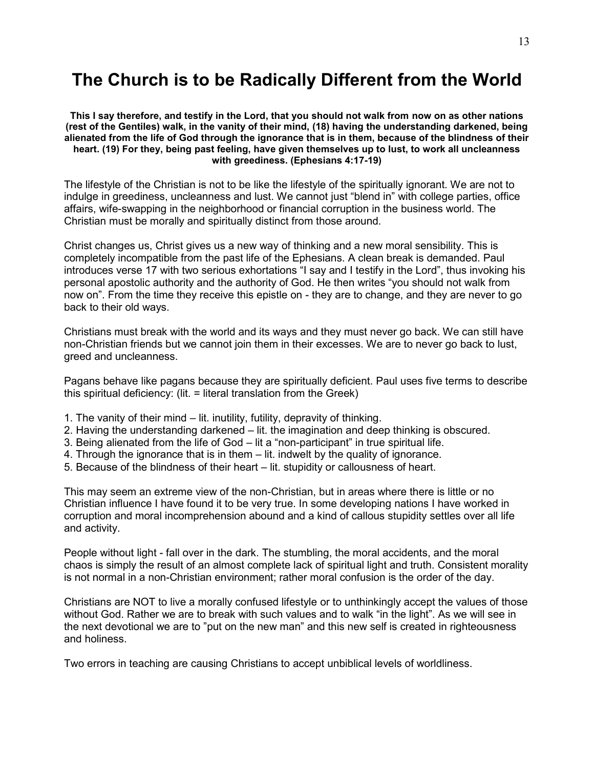# The Church is to be Radically Different from the World

**This I say therefore, and testify in the Lord, that you should not walk from now on as other nations (rest of the Gentiles) walk, in the vanity of their mind, (18) having the understanding darkened, being alienated from the life of God through the ignorance that is in them, because of the blindness of their heart. (19) For they, being past feeling, have given themselves up to lust, to work all uncleanness with greediness. (Ephesians 4:17-19)**

The lifestyle of the Christian is not to be like the lifestyle of the spiritually ignorant. We are not to indulge in greediness, uncleanness and lust. We cannot just "blend in" with college parties, office affairs, wife-swapping in the neighborhood or financial corruption in the business world. The Christian must be morally and spiritually distinct from those around.

Christ changes us, Christ gives us a new way of thinking and a new moral sensibility. This is completely incompatible from the past life of the Ephesians. A clean break is demanded. Paul introduces verse 17 with two serious exhortations "I say and I testify in the Lord", thus invoking his personal apostolic authority and the authority of God. He then writes "you should not walk from now on". From the time they receive this epistle on - they are to change, and they are never to go back to their old ways.

Christians must break with the world and its ways and they must never go back. We can still have non-Christian friends but we cannot join them in their excesses. We are to never go back to lust, greed and uncleanness.

Pagans behave like pagans because they are spiritually deficient. Paul uses five terms to describe this spiritual deficiency: (lit. = literal translation from the Greek)

1. The vanity of their mind – lit. inutility, futility, depravity of thinking.
2. Having the understanding darkened – lit. the imagination and deep thinking is obscured.
3. Being alienated from the life of God – lit a "non-participant" in true spiritual life.
4. Through the ignorance that is in them – lit. indwelt by the quality of ignorance.
5. Because of the blindness of their heart – lit. stupidity or callousness of heart.

This may seem an extreme view of the non-Christian, but in areas where there is little or no Christian influence I have found it to be very true. In some developing nations I have worked in corruption and moral incomprehension abound and a kind of callous stupidity settles over all life and activity.

People without light - fall over in the dark. The stumbling, the moral accidents, and the moral chaos is simply the result of an almost complete lack of spiritual light and truth. Consistent morality is not normal in a non-Christian environment; rather moral confusion is the order of the day.

Christians are NOT to live a morally confused lifestyle or to unthinkingly accept the values of those without God. Rather we are to break with such values and to walk "in the light". As we will see in the next devotional we are to "put on the new man" and this new self is created in righteousness and holiness.

Two errors in teaching are causing Christians to accept unbiblical levels of worldliness.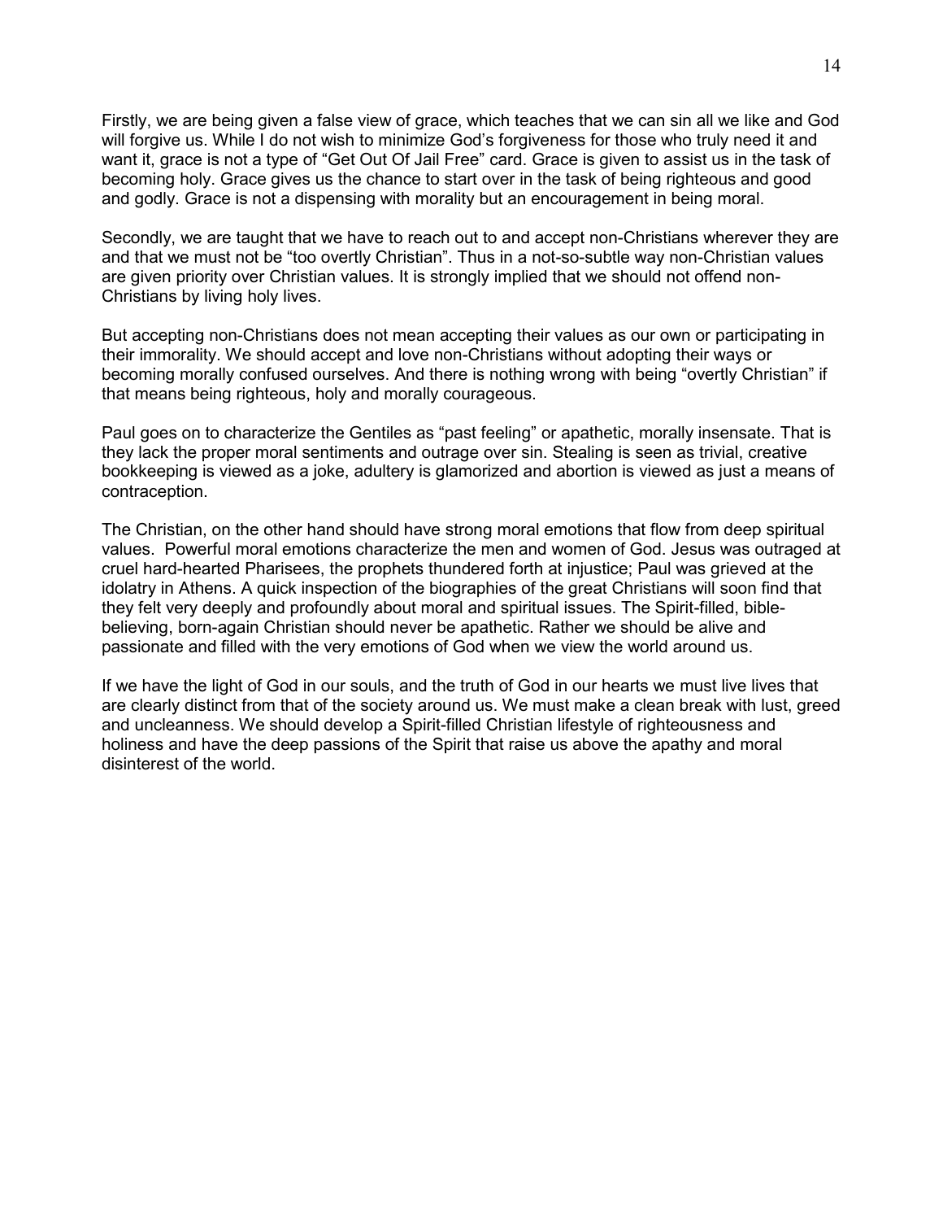Firstly, we are being given a false view of grace, which teaches that we can sin all we like and God will forgive us. While I do not wish to minimize God's forgiveness for those who truly need it and want it, grace is not a type of "Get Out Of Jail Free" card. Grace is given to assist us in the task of becoming holy. Grace gives us the chance to start over in the task of being righteous and good and godly. Grace is not a dispensing with morality but an encouragement in being moral.

Secondly, we are taught that we have to reach out to and accept non-Christians wherever they are and that we must not be "too overtly Christian". Thus in a not-so-subtle way non-Christian values are given priority over Christian values. It is strongly implied that we should not offend non-Christians by living holy lives.

But accepting non-Christians does not mean accepting their values as our own or participating in their immorality. We should accept and love non-Christians without adopting their ways or becoming morally confused ourselves. And there is nothing wrong with being "overtly Christian" if that means being righteous, holy and morally courageous.

Paul goes on to characterize the Gentiles as "past feeling" or apathetic, morally insensate. That is they lack the proper moral sentiments and outrage over sin. Stealing is seen as trivial, creative bookkeeping is viewed as a joke, adultery is glamorized and abortion is viewed as just a means of contraception.

The Christian, on the other hand should have strong moral emotions that flow from deep spiritual values. Powerful moral emotions characterize the men and women of God. Jesus was outraged at cruel hard-hearted Pharisees, the prophets thundered forth at injustice; Paul was grieved at the idolatry in Athens. A quick inspection of the biographies of the great Christians will soon find that they felt very deeply and profoundly about moral and spiritual issues. The Spirit-filled, bible-believing, born-again Christian should never be apathetic. Rather we should be alive and passionate and filled with the very emotions of God when we view the world around us.

If we have the light of God in our souls, and the truth of God in our hearts we must live lives that are clearly distinct from that of the society around us. We must make a clean break with lust, greed and uncleanness. We should develop a Spirit-filled Christian lifestyle of righteousness and holiness and have the deep passions of the Spirit that raise us above the apathy and moral disinterest of the world.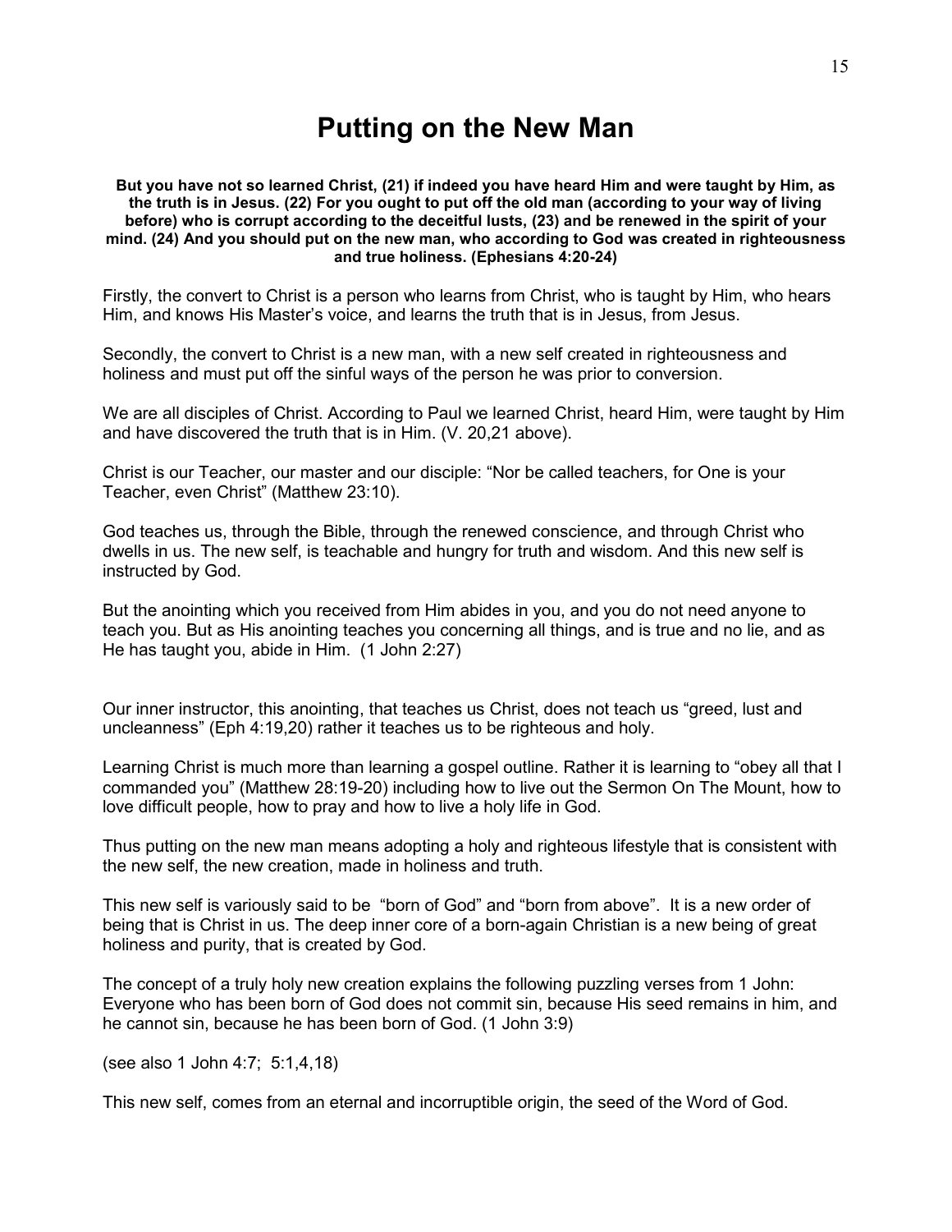# Putting on the New Man

**But you have not so learned Christ, (21) if indeed you have heard Him and were taught by Him, as the truth is in Jesus. (22) For you ought to put off the old man (according to your way of living before) who is corrupt according to the deceitful lusts, (23) and be renewed in the spirit of your mind. (24) And you should put on the new man, who according to God was created in righteousness and true holiness. (Ephesians 4:20-24)**

Firstly, the convert to Christ is a person who learns from Christ, who is taught by Him, who hears Him, and knows His Master's voice, and learns the truth that is in Jesus, from Jesus.

Secondly, the convert to Christ is a new man, with a new self created in righteousness and holiness and must put off the sinful ways of the person he was prior to conversion.

We are all disciples of Christ. According to Paul we learned Christ, heard Him, were taught by Him and have discovered the truth that is in Him. (V. 20,21 above).

Christ is our Teacher, our master and our disciple: "Nor be called teachers, for One is your Teacher, even Christ" (Matthew 23:10).

God teaches us, through the Bible, through the renewed conscience, and through Christ who dwells in us. The new self, is teachable and hungry for truth and wisdom. And this new self is instructed by God.

But the anointing which you received from Him abides in you, and you do not need anyone to teach you. But as His anointing teaches you concerning all things, and is true and no lie, and as He has taught you, abide in Him. (1 John 2:27)

Our inner instructor, this anointing, that teaches us Christ, does not teach us "greed, lust and uncleanness" (Eph 4:19,20) rather it teaches us to be righteous and holy.

Learning Christ is much more than learning a gospel outline. Rather it is learning to "obey all that I commanded you" (Matthew 28:19-20) including how to live out the Sermon On The Mount, how to love difficult people, how to pray and how to live a holy life in God.

Thus putting on the new man means adopting a holy and righteous lifestyle that is consistent with the new self, the new creation, made in holiness and truth.

This new self is variously said to be "born of God" and "born from above". It is a new order of being that is Christ in us. The deep inner core of a born-again Christian is a new being of great holiness and purity, that is created by God.

The concept of a truly holy new creation explains the following puzzling verses from 1 John: Everyone who has been born of God does not commit sin, because His seed remains in him, and he cannot sin, because he has been born of God. (1 John 3:9)

(see also 1 John 4:7; 5:1,4,18)

This new self, comes from an eternal and incorruptible origin, the seed of the Word of God.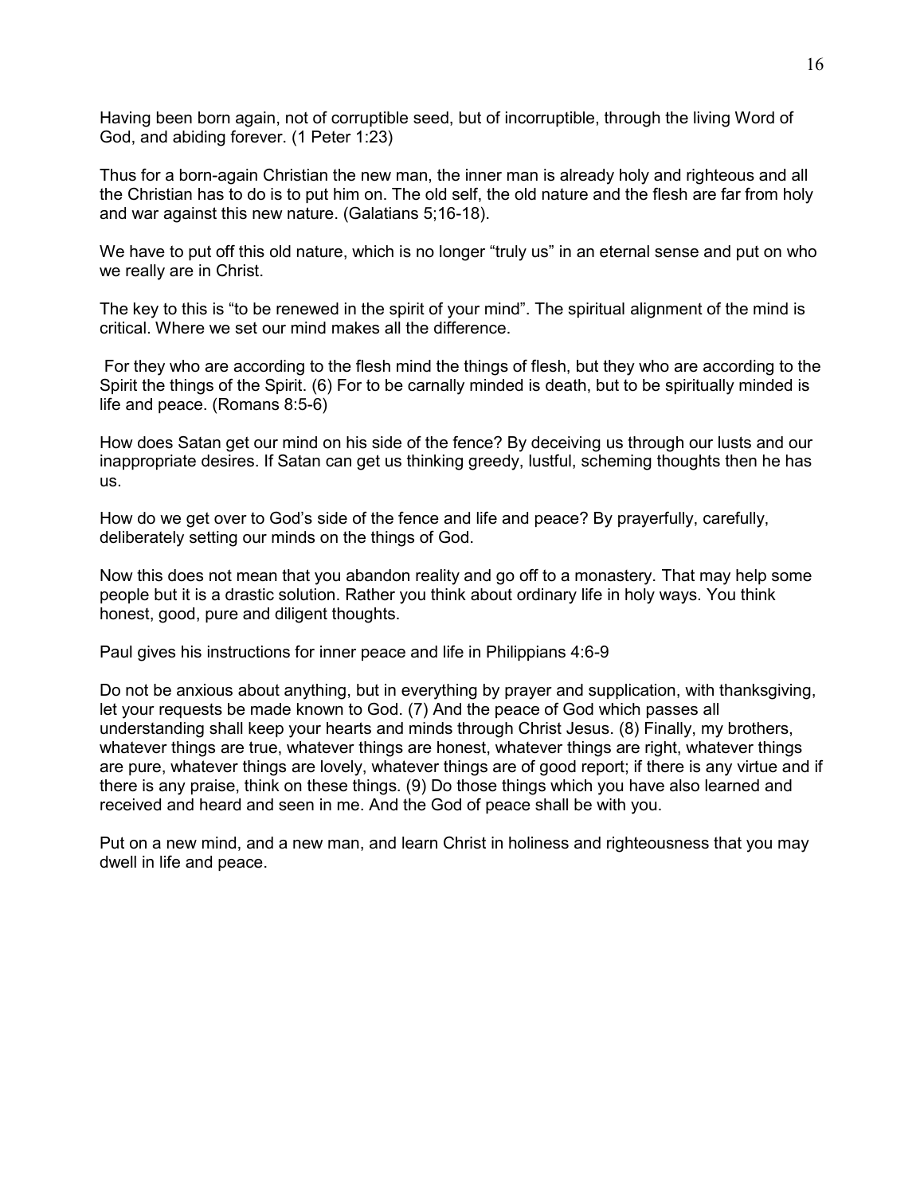Having been born again, not of corruptible seed, but of incorruptible, through the living Word of God, and abiding forever. (1 Peter 1:23)

Thus for a born-again Christian the new man, the inner man is already holy and righteous and all the Christian has to do is to put him on. The old self, the old nature and the flesh are far from holy and war against this new nature. (Galatians 5;16-18).

We have to put off this old nature, which is no longer "truly us" in an eternal sense and put on who we really are in Christ.

The key to this is "to be renewed in the spirit of your mind". The spiritual alignment of the mind is critical. Where we set our mind makes all the difference.

For they who are according to the flesh mind the things of flesh, but they who are according to the Spirit the things of the Spirit. (6) For to be carnally minded is death, but to be spiritually minded is life and peace. (Romans 8:5-6)

How does Satan get our mind on his side of the fence? By deceiving us through our lusts and our inappropriate desires. If Satan can get us thinking greedy, lustful, scheming thoughts then he has us.

How do we get over to God's side of the fence and life and peace? By prayerfully, carefully, deliberately setting our minds on the things of God.

Now this does not mean that you abandon reality and go off to a monastery. That may help some people but it is a drastic solution. Rather you think about ordinary life in holy ways. You think honest, good, pure and diligent thoughts.

Paul gives his instructions for inner peace and life in Philippians 4:6-9

Do not be anxious about anything, but in everything by prayer and supplication, with thanksgiving, let your requests be made known to God. (7) And the peace of God which passes all understanding shall keep your hearts and minds through Christ Jesus. (8) Finally, my brothers, whatever things are true, whatever things are honest, whatever things are right, whatever things are pure, whatever things are lovely, whatever things are of good report; if there is any virtue and if there is any praise, think on these things. (9) Do those things which you have also learned and received and heard and seen in me. And the God of peace shall be with you.

Put on a new mind, and a new man, and learn Christ in holiness and righteousness that you may dwell in life and peace.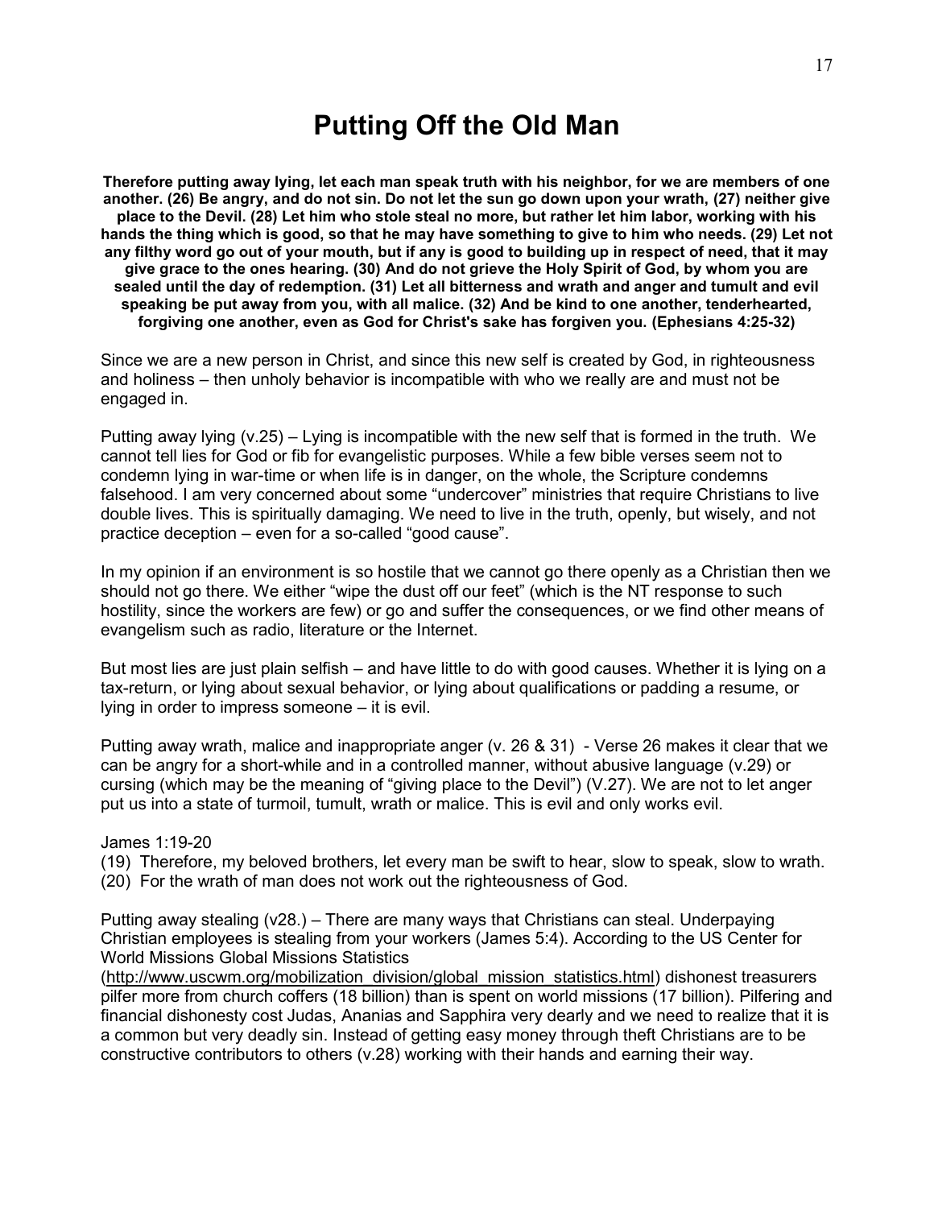# Putting Off the Old Man

**Therefore putting away lying, let each man speak truth with his neighbor, for we are members of one another. (26) Be angry, and do not sin. Do not let the sun go down upon your wrath, (27) neither give place to the Devil. (28) Let him who stole steal no more, but rather let him labor, working with his hands the thing which is good, so that he may have something to give to him who needs. (29) Let not any filthy word go out of your mouth, but if any is good to building up in respect of need, that it may give grace to the ones hearing. (30) And do not grieve the Holy Spirit of God, by whom you are sealed until the day of redemption. (31) Let all bitterness and wrath and anger and tumult and evil speaking be put away from you, with all malice. (32) And be kind to one another, tenderhearted, forgiving one another, even as God for Christ's sake has forgiven you. (Ephesians 4:25-32)**

Since we are a new person in Christ, and since this new self is created by God, in righteousness and holiness – then unholy behavior is incompatible with who we really are and must not be engaged in.

Putting away lying (v.25) – Lying is incompatible with the new self that is formed in the truth. We cannot tell lies for God or fib for evangelistic purposes. While a few bible verses seem not to condemn lying in war-time or when life is in danger, on the whole, the Scripture condemns falsehood. I am very concerned about some "undercover" ministries that require Christians to live double lives. This is spiritually damaging. We need to live in the truth, openly, but wisely, and not practice deception – even for a so-called "good cause".

In my opinion if an environment is so hostile that we cannot go there openly as a Christian then we should not go there. We either "wipe the dust off our feet" (which is the NT response to such hostility, since the workers are few) or go and suffer the consequences, or we find other means of evangelism such as radio, literature or the Internet.

But most lies are just plain selfish – and have little to do with good causes. Whether it is lying on a tax-return, or lying about sexual behavior, or lying about qualifications or padding a resume, or lying in order to impress someone – it is evil.

Putting away wrath, malice and inappropriate anger (v. 26 & 31) - Verse 26 makes it clear that we can be angry for a short-while and in a controlled manner, without abusive language (v.29) or cursing (which may be the meaning of "giving place to the Devil") (V.27). We are not to let anger put us into a state of turmoil, tumult, wrath or malice. This is evil and only works evil.

James 1:19-20
(19) Therefore, my beloved brothers, let every man be swift to hear, slow to speak, slow to wrath.
(20) For the wrath of man does not work out the righteousness of God.

Putting away stealing (v28.) – There are many ways that Christians can steal. Underpaying Christian employees is stealing from your workers (James 5:4). According to the US Center for World Missions Global Missions Statistics (http://www.uscwm.org/mobilization_division/global_mission_statistics.html) dishonest treasurers pilfer more from church coffers (18 billion) than is spent on world missions (17 billion). Pilfering and financial dishonesty cost Judas, Ananias and Sapphira very dearly and we need to realize that it is a common but very deadly sin. Instead of getting easy money through theft Christians are to be constructive contributors to others (v.28) working with their hands and earning their way.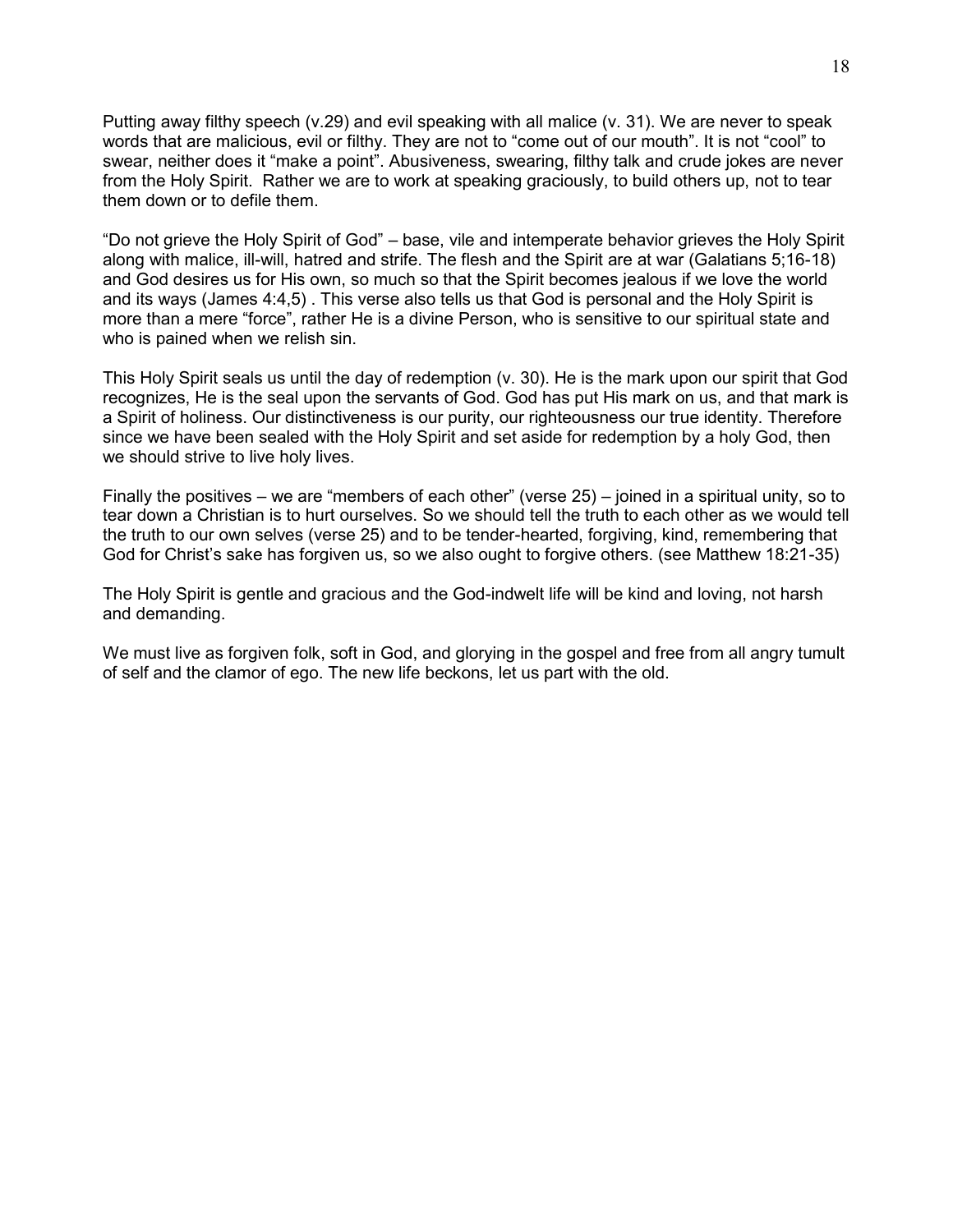Putting away filthy speech (v.29) and evil speaking with all malice (v. 31). We are never to speak words that are malicious, evil or filthy. They are not to “come out of our mouth”. It is not “cool” to swear, neither does it “make a point”. Abusiveness, swearing, filthy talk and crude jokes are never from the Holy Spirit. Rather we are to work at speaking graciously, to build others up, not to tear them down or to defile them.

“Do not grieve the Holy Spirit of God” – base, vile and intemperate behavior grieves the Holy Spirit along with malice, ill-will, hatred and strife. The flesh and the Spirit are at war (Galatians 5;16-18) and God desires us for His own, so much so that the Spirit becomes jealous if we love the world and its ways (James 4:4,5) . This verse also tells us that God is personal and the Holy Spirit is more than a mere “force”, rather He is a divine Person, who is sensitive to our spiritual state and who is pained when we relish sin.

This Holy Spirit seals us until the day of redemption (v. 30). He is the mark upon our spirit that God recognizes, He is the seal upon the servants of God. God has put His mark on us, and that mark is a Spirit of holiness. Our distinctiveness is our purity, our righteousness our true identity. Therefore since we have been sealed with the Holy Spirit and set aside for redemption by a holy God, then we should strive to live holy lives.

Finally the positives – we are “members of each other” (verse 25) – joined in a spiritual unity, so to tear down a Christian is to hurt ourselves. So we should tell the truth to each other as we would tell the truth to our own selves (verse 25) and to be tender-hearted, forgiving, kind, remembering that God for Christ’s sake has forgiven us, so we also ought to forgive others. (see Matthew 18:21-35)

The Holy Spirit is gentle and gracious and the God-indwelt life will be kind and loving, not harsh and demanding.

We must live as forgiven folk, soft in God, and glorying in the gospel and free from all angry tumult of self and the clamor of ego. The new life beckons, let us part with the old.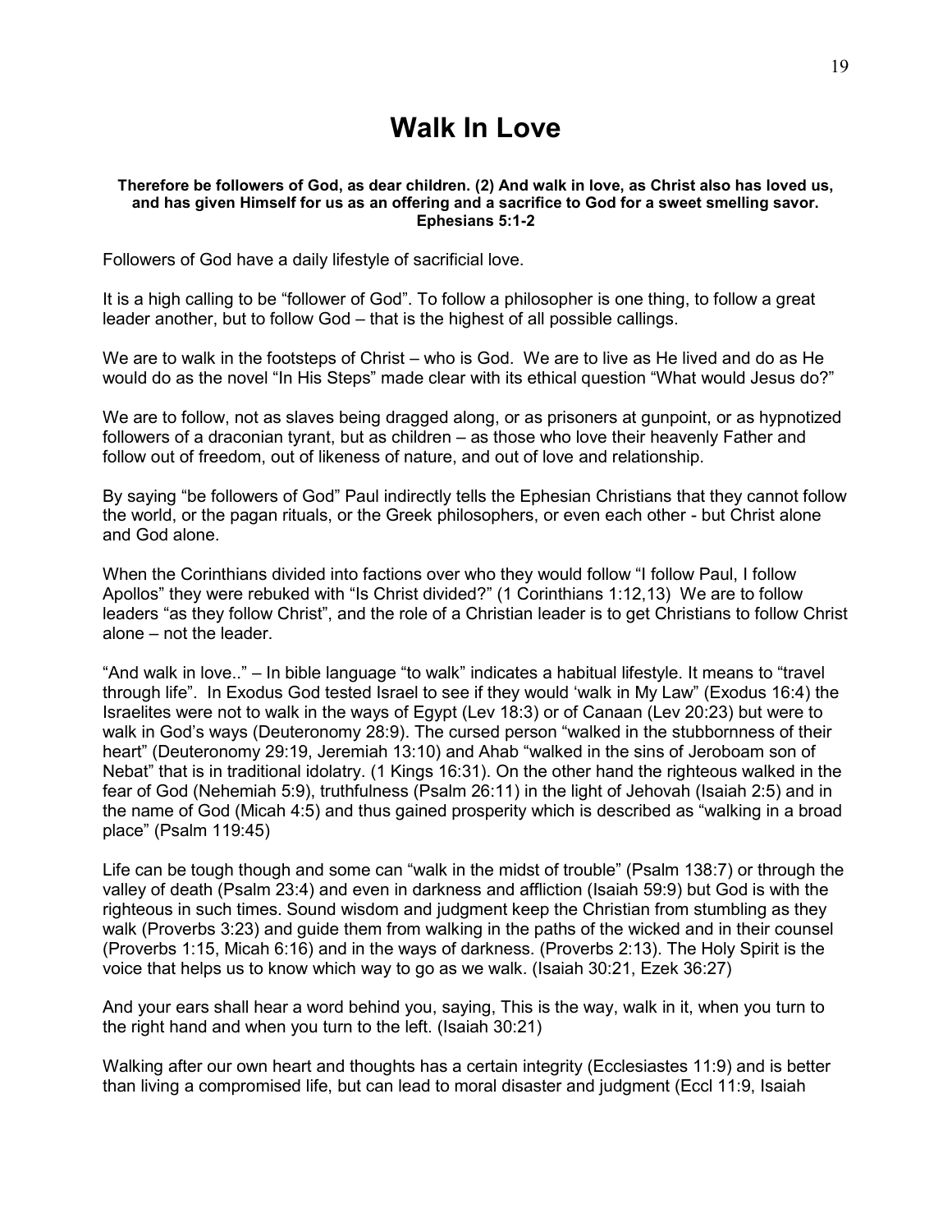# Walk In Love

**Therefore be followers of God, as dear children. (2) And walk in love, as Christ also has loved us, and has given Himself for us as an offering and a sacrifice to God for a sweet smelling savor. Ephesians 5:1-2**

Followers of God have a daily lifestyle of sacrificial love.

It is a high calling to be "follower of God". To follow a philosopher is one thing, to follow a great leader another, but to follow God – that is the highest of all possible callings.

We are to walk in the footsteps of Christ – who is God. We are to live as He lived and do as He would do as the novel "In His Steps" made clear with its ethical question "What would Jesus do?"

We are to follow, not as slaves being dragged along, or as prisoners at gunpoint, or as hypnotized followers of a draconian tyrant, but as children – as those who love their heavenly Father and follow out of freedom, out of likeness of nature, and out of love and relationship.

By saying "be followers of God" Paul indirectly tells the Ephesian Christians that they cannot follow the world, or the pagan rituals, or the Greek philosophers, or even each other - but Christ alone and God alone.

When the Corinthians divided into factions over who they would follow "I follow Paul, I follow Apollos" they were rebuked with "Is Christ divided?" (1 Corinthians 1:12,13) We are to follow leaders "as they follow Christ", and the role of a Christian leader is to get Christians to follow Christ alone – not the leader.

"And walk in love.." – In bible language "to walk" indicates a habitual lifestyle. It means to "travel through life". In Exodus God tested Israel to see if they would 'walk in My Law" (Exodus 16:4) the Israelites were not to walk in the ways of Egypt (Lev 18:3) or of Canaan (Lev 20:23) but were to walk in God's ways (Deuteronomy 28:9). The cursed person "walked in the stubbornness of their heart" (Deuteronomy 29:19, Jeremiah 13:10) and Ahab "walked in the sins of Jeroboam son of Nebat" that is in traditional idolatry. (1 Kings 16:31). On the other hand the righteous walked in the fear of God (Nehemiah 5:9), truthfulness (Psalm 26:11) in the light of Jehovah (Isaiah 2:5) and in the name of God (Micah 4:5) and thus gained prosperity which is described as "walking in a broad place" (Psalm 119:45)

Life can be tough though and some can "walk in the midst of trouble" (Psalm 138:7) or through the valley of death (Psalm 23:4) and even in darkness and affliction (Isaiah 59:9) but God is with the righteous in such times. Sound wisdom and judgment keep the Christian from stumbling as they walk (Proverbs 3:23) and guide them from walking in the paths of the wicked and in their counsel (Proverbs 1:15, Micah 6:16) and in the ways of darkness. (Proverbs 2:13). The Holy Spirit is the voice that helps us to know which way to go as we walk. (Isaiah 30:21, Ezek 36:27)

And your ears shall hear a word behind you, saying, This is the way, walk in it, when you turn to the right hand and when you turn to the left. (Isaiah 30:21)

Walking after our own heart and thoughts has a certain integrity (Ecclesiastes 11:9) and is better than living a compromised life, but can lead to moral disaster and judgment (Eccl 11:9, Isaiah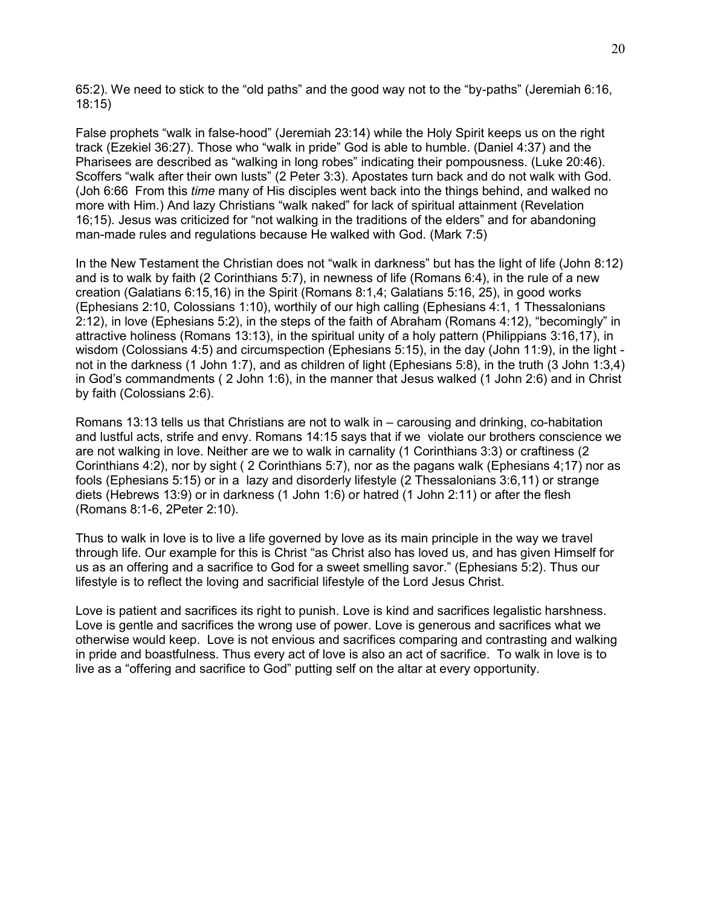65:2). We need to stick to the “old paths” and the good way not to the “by-paths” (Jeremiah 6:16, 18:15)

False prophets “walk in false-hood” (Jeremiah 23:14) while the Holy Spirit keeps us on the right track (Ezekiel 36:27). Those who “walk in pride” God is able to humble. (Daniel 4:37) and the Pharisees are described as “walking in long robes” indicating their pompousness. (Luke 20:46). Scoffers “walk after their own lusts” (2 Peter 3:3). Apostates turn back and do not walk with God. (Joh 6:66 From this *time* many of His disciples went back into the things behind, and walked no more with Him.) And lazy Christians “walk naked” for lack of spiritual attainment (Revelation 16;15). Jesus was criticized for “not walking in the traditions of the elders” and for abandoning man-made rules and regulations because He walked with God. (Mark 7:5)

In the New Testament the Christian does not “walk in darkness” but has the light of life (John 8:12) and is to walk by faith (2 Corinthians 5:7), in newness of life (Romans 6:4), in the rule of a new creation (Galatians 6:15,16) in the Spirit (Romans 8:1,4; Galatians 5:16, 25), in good works (Ephesians 2:10, Colossians 1:10), worthily of our high calling (Ephesians 4:1, 1 Thessalonians 2:12), in love (Ephesians 5:2), in the steps of the faith of Abraham (Romans 4:12), “becomingly” in attractive holiness (Romans 13:13), in the spiritual unity of a holy pattern (Philippians 3:16,17), in wisdom (Colossians 4:5) and circumspection (Ephesians 5:15), in the day (John 11:9), in the light - not in the darkness (1 John 1:7), and as children of light (Ephesians 5:8), in the truth (3 John 1:3,4) in God’s commandments ( 2 John 1:6), in the manner that Jesus walked (1 John 2:6) and in Christ by faith (Colossians 2:6).

Romans 13:13 tells us that Christians are not to walk in – carousing and drinking, co-habitation and lustful acts, strife and envy. Romans 14:15 says that if we violate our brothers conscience we are not walking in love. Neither are we to walk in carnality (1 Corinthians 3:3) or craftiness (2 Corinthians 4:2), nor by sight ( 2 Corinthians 5:7), nor as the pagans walk (Ephesians 4;17) nor as fools (Ephesians 5:15) or in a lazy and disorderly lifestyle (2 Thessalonians 3:6,11) or strange diets (Hebrews 13:9) or in darkness (1 John 1:6) or hatred (1 John 2:11) or after the flesh (Romans 8:1-6, 2Peter 2:10).

Thus to walk in love is to live a life governed by love as its main principle in the way we travel through life. Our example for this is Christ “as Christ also has loved us, and has given Himself for us as an offering and a sacrifice to God for a sweet smelling savor.” (Ephesians 5:2). Thus our lifestyle is to reflect the loving and sacrificial lifestyle of the Lord Jesus Christ.

Love is patient and sacrifices its right to punish. Love is kind and sacrifices legalistic harshness. Love is gentle and sacrifices the wrong use of power. Love is generous and sacrifices what we otherwise would keep. Love is not envious and sacrifices comparing and contrasting and walking in pride and boastfulness. Thus every act of love is also an act of sacrifice. To walk in love is to live as a “offering and sacrifice to God” putting self on the altar at every opportunity.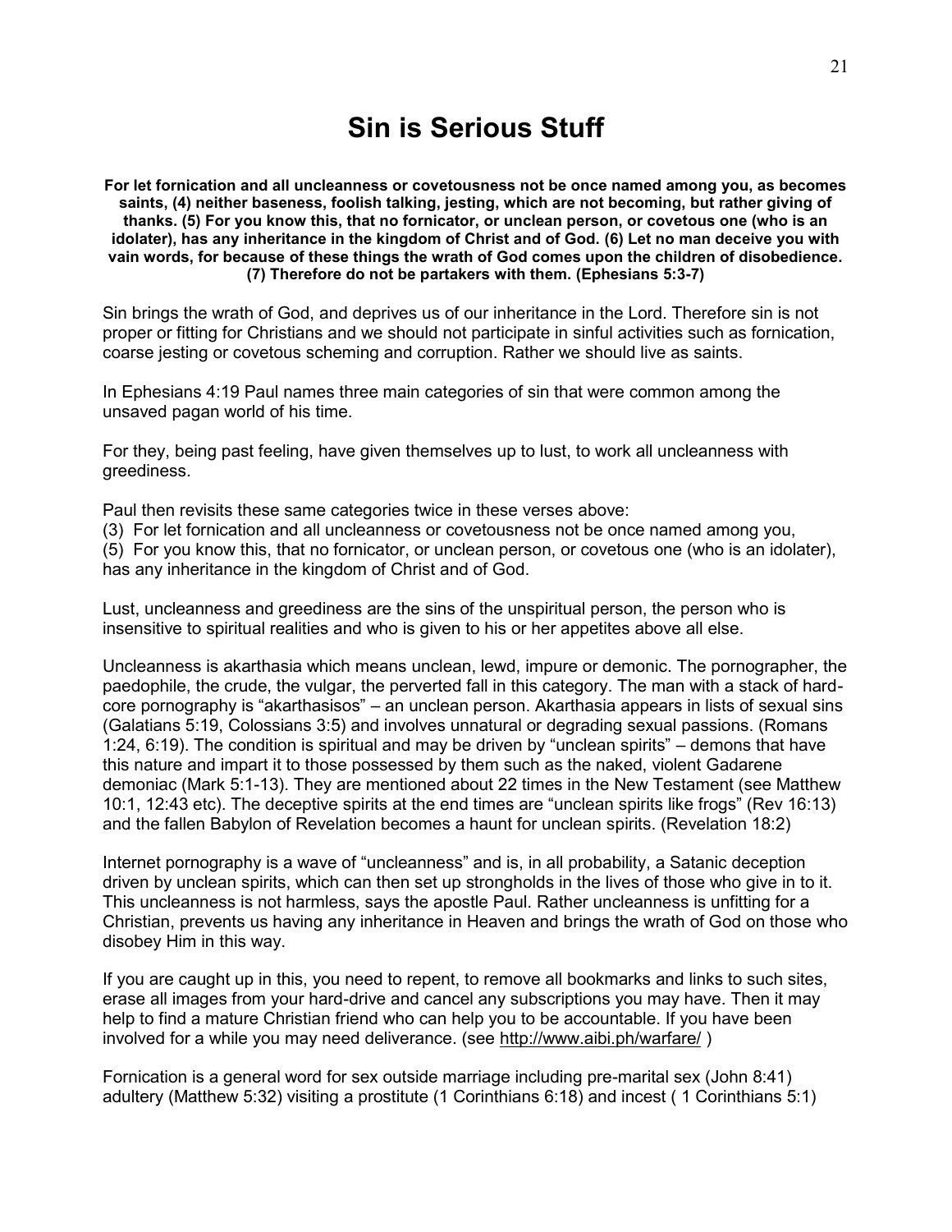# Sin is Serious Stuff

**For let fornication and all uncleanness or covetousness not be once named among you, as becomes saints, (4) neither baseness, foolish talking, jesting, which are not becoming, but rather giving of thanks. (5) For you know this, that no fornicator, or unclean person, or covetous one (who is an idolater), has any inheritance in the kingdom of Christ and of God. (6) Let no man deceive you with vain words, for because of these things the wrath of God comes upon the children of disobedience. (7) Therefore do not be partakers with them. (Ephesians 5:3-7)**

Sin brings the wrath of God, and deprives us of our inheritance in the Lord. Therefore sin is not proper or fitting for Christians and we should not participate in sinful activities such as fornication, coarse jesting or covetous scheming and corruption. Rather we should live as saints.

In Ephesians 4:19 Paul names three main categories of sin that were common among the unsaved pagan world of his time.

For they, being past feeling, have given themselves up to lust, to work all uncleanness with greediness.

Paul then revisits these same categories twice in these verses above:
(3) For let fornication and all uncleanness or covetousness not be once named among you,
(5) For you know this, that no fornicator, or unclean person, or covetous one (who is an idolater), has any inheritance in the kingdom of Christ and of God.

Lust, uncleanness and greediness are the sins of the unspiritual person, the person who is insensitive to spiritual realities and who is given to his or her appetites above all else.

Uncleanness is akarthasia which means unclean, lewd, impure or demonic. The pornographer, the paedophile, the crude, the vulgar, the perverted fall in this category. The man with a stack of hard-core pornography is "akarthasisos" – an unclean person. Akarthasia appears in lists of sexual sins (Galatians 5:19, Colossians 3:5) and involves unnatural or degrading sexual passions. (Romans 1:24, 6:19). The condition is spiritual and may be driven by "unclean spirits" – demons that have this nature and impart it to those possessed by them such as the naked, violent Gadarene demoniac (Mark 5:1-13). They are mentioned about 22 times in the New Testament (see Matthew 10:1, 12:43 etc). The deceptive spirits at the end times are "unclean spirits like frogs" (Rev 16:13) and the fallen Babylon of Revelation becomes a haunt for unclean spirits. (Revelation 18:2)

Internet pornography is a wave of "uncleanness" and is, in all probability, a Satanic deception driven by unclean spirits, which can then set up strongholds in the lives of those who give in to it. This uncleanness is not harmless, says the apostle Paul. Rather uncleanness is unfitting for a Christian, prevents us having any inheritance in Heaven and brings the wrath of God on those who disobey Him in this way.

If you are caught up in this, you need to repent, to remove all bookmarks and links to such sites, erase all images from your hard-drive and cancel any subscriptions you may have. Then it may help to find a mature Christian friend who can help you to be accountable. If you have been involved for a while you may need deliverance. (see http://www.aibi.ph/warfare/ )

Fornication is a general word for sex outside marriage including pre-marital sex (John 8:41) adultery (Matthew 5:32) visiting a prostitute (1 Corinthians 6:18) and incest ( 1 Corinthians 5:1)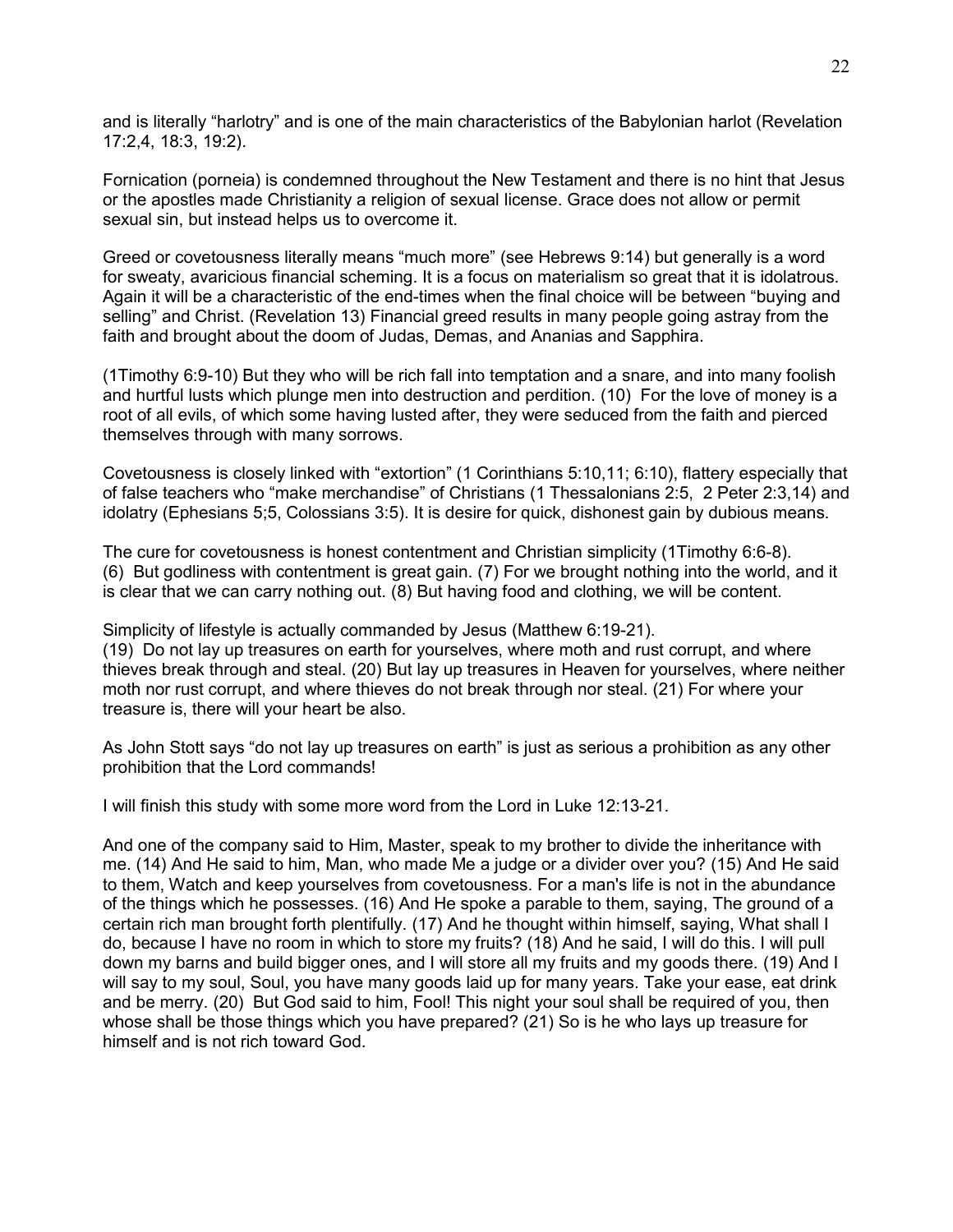and is literally “harlotry” and is one of the main characteristics of the Babylonian harlot (Revelation 17:2,4, 18:3, 19:2).

Fornication (porneia) is condemned throughout the New Testament and there is no hint that Jesus or the apostles made Christianity a religion of sexual license. Grace does not allow or permit sexual sin, but instead helps us to overcome it.

Greed or covetousness literally means “much more” (see Hebrews 9:14) but generally is a word for sweaty, avaricious financial scheming. It is a focus on materialism so great that it is idolatrous. Again it will be a characteristic of the end-times when the final choice will be between “buying and selling” and Christ. (Revelation 13) Financial greed results in many people going astray from the faith and brought about the doom of Judas, Demas, and Ananias and Sapphira.

(1Timothy 6:9-10) But they who will be rich fall into temptation and a snare, and into many foolish and hurtful lusts which plunge men into destruction and perdition. (10) For the love of money is a root of all evils, of which some having lusted after, they were seduced from the faith and pierced themselves through with many sorrows.

Covetousness is closely linked with “extortion” (1 Corinthians 5:10,11; 6:10), flattery especially that of false teachers who “make merchandise” of Christians (1 Thessalonians 2:5, 2 Peter 2:3,14) and idolatry (Ephesians 5;5, Colossians 3:5). It is desire for quick, dishonest gain by dubious means.

The cure for covetousness is honest contentment and Christian simplicity (1Timothy 6:6-8).
(6) But godliness with contentment is great gain. (7) For we brought nothing into the world, and it is clear that we can carry nothing out. (8) But having food and clothing, we will be content.

Simplicity of lifestyle is actually commanded by Jesus (Matthew 6:19-21).
(19) Do not lay up treasures on earth for yourselves, where moth and rust corrupt, and where thieves break through and steal. (20) But lay up treasures in Heaven for yourselves, where neither moth nor rust corrupt, and where thieves do not break through nor steal. (21) For where your treasure is, there will your heart be also.

As John Stott says “do not lay up treasures on earth” is just as serious a prohibition as any other prohibition that the Lord commands!

I will finish this study with some more word from the Lord in Luke 12:13-21.

And one of the company said to Him, Master, speak to my brother to divide the inheritance with me. (14) And He said to him, Man, who made Me a judge or a divider over you? (15) And He said to them, Watch and keep yourselves from covetousness. For a man's life is not in the abundance of the things which he possesses. (16) And He spoke a parable to them, saying, The ground of a certain rich man brought forth plentifully. (17) And he thought within himself, saying, What shall I do, because I have no room in which to store my fruits? (18) And he said, I will do this. I will pull down my barns and build bigger ones, and I will store all my fruits and my goods there. (19) And I will say to my soul, Soul, you have many goods laid up for many years. Take your ease, eat drink and be merry. (20) But God said to him, Fool! This night your soul shall be required of you, then whose shall be those things which you have prepared? (21) So is he who lays up treasure for himself and is not rich toward God.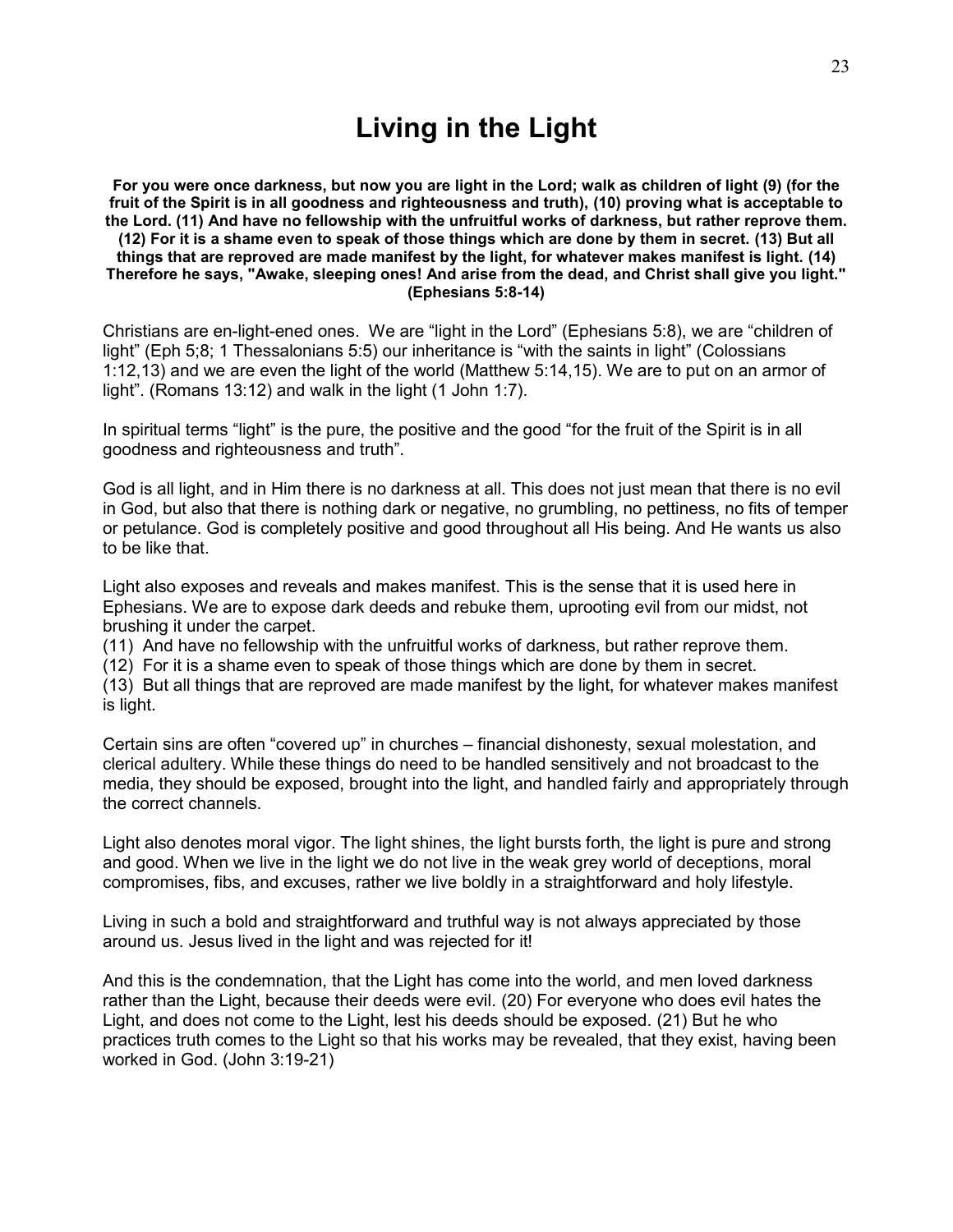# Living in the Light

**For you were once darkness, but now you are light in the Lord; walk as children of light (9) (for the fruit of the Spirit is in all goodness and righteousness and truth), (10) proving what is acceptable to the Lord. (11) And have no fellowship with the unfruitful works of darkness, but rather reprove them. (12) For it is a shame even to speak of those things which are done by them in secret. (13) But all things that are reproved are made manifest by the light, for whatever makes manifest is light. (14) Therefore he says, "Awake, sleeping ones! And arise from the dead, and Christ shall give you light." (Ephesians 5:8-14)**

Christians are en-light-ened ones. We are "light in the Lord" (Ephesians 5:8), we are "children of light" (Eph 5;8; 1 Thessalonians 5:5) our inheritance is "with the saints in light" (Colossians 1:12,13) and we are even the light of the world (Matthew 5:14,15). We are to put on an armor of light". (Romans 13:12) and walk in the light (1 John 1:7).

In spiritual terms "light" is the pure, the positive and the good "for the fruit of the Spirit is in all goodness and righteousness and truth".

God is all light, and in Him there is no darkness at all. This does not just mean that there is no evil in God, but also that there is nothing dark or negative, no grumbling, no pettiness, no fits of temper or petulance. God is completely positive and good throughout all His being. And He wants us also to be like that.

Light also exposes and reveals and makes manifest. This is the sense that it is used here in Ephesians. We are to expose dark deeds and rebuke them, uprooting evil from our midst, not brushing it under the carpet.
(11) And have no fellowship with the unfruitful works of darkness, but rather reprove them.
(12) For it is a shame even to speak of those things which are done by them in secret.
(13) But all things that are reproved are made manifest by the light, for whatever makes manifest is light.

Certain sins are often "covered up" in churches – financial dishonesty, sexual molestation, and clerical adultery. While these things do need to be handled sensitively and not broadcast to the media, they should be exposed, brought into the light, and handled fairly and appropriately through the correct channels.

Light also denotes moral vigor. The light shines, the light bursts forth, the light is pure and strong and good. When we live in the light we do not live in the weak grey world of deceptions, moral compromises, fibs, and excuses, rather we live boldly in a straightforward and holy lifestyle.

Living in such a bold and straightforward and truthful way is not always appreciated by those around us. Jesus lived in the light and was rejected for it!

And this is the condemnation, that the Light has come into the world, and men loved darkness rather than the Light, because their deeds were evil. (20) For everyone who does evil hates the Light, and does not come to the Light, lest his deeds should be exposed. (21) But he who practices truth comes to the Light so that his works may be revealed, that they exist, having been worked in God. (John 3:19-21)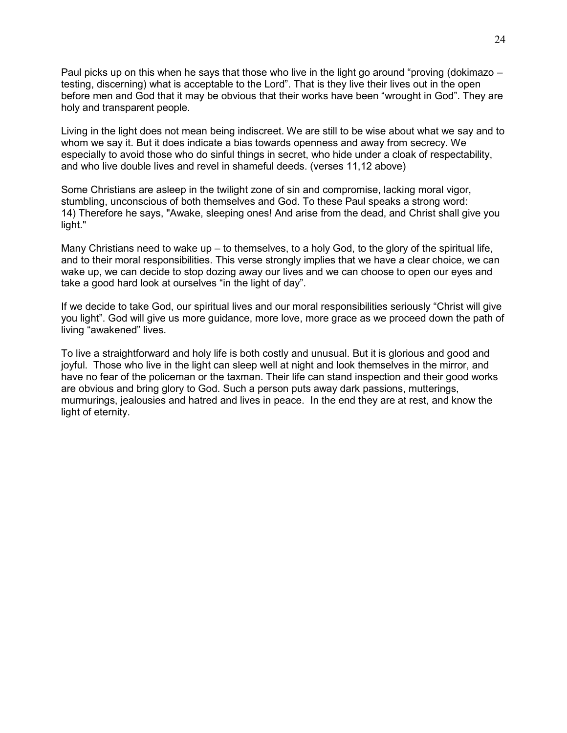Paul picks up on this when he says that those who live in the light go around "proving (dokimazo – testing, discerning) what is acceptable to the Lord". That is they live their lives out in the open before men and God that it may be obvious that their works have been "wrought in God". They are holy and transparent people.

Living in the light does not mean being indiscreet. We are still to be wise about what we say and to whom we say it. But it does indicate a bias towards openness and away from secrecy. We especially to avoid those who do sinful things in secret, who hide under a cloak of respectability, and who live double lives and revel in shameful deeds. (verses 11,12 above)

Some Christians are asleep in the twilight zone of sin and compromise, lacking moral vigor, stumbling, unconscious of both themselves and God. To these Paul speaks a strong word:
14) Therefore he says, "Awake, sleeping ones! And arise from the dead, and Christ shall give you light."

Many Christians need to wake up – to themselves, to a holy God, to the glory of the spiritual life, and to their moral responsibilities. This verse strongly implies that we have a clear choice, we can wake up, we can decide to stop dozing away our lives and we can choose to open our eyes and take a good hard look at ourselves "in the light of day".

If we decide to take God, our spiritual lives and our moral responsibilities seriously "Christ will give you light". God will give us more guidance, more love, more grace as we proceed down the path of living "awakened" lives.

To live a straightforward and holy life is both costly and unusual. But it is glorious and good and joyful. Those who live in the light can sleep well at night and look themselves in the mirror, and have no fear of the policeman or the taxman. Their life can stand inspection and their good works are obvious and bring glory to God. Such a person puts away dark passions, mutterings, murmurings, jealousies and hatred and lives in peace. In the end they are at rest, and know the light of eternity.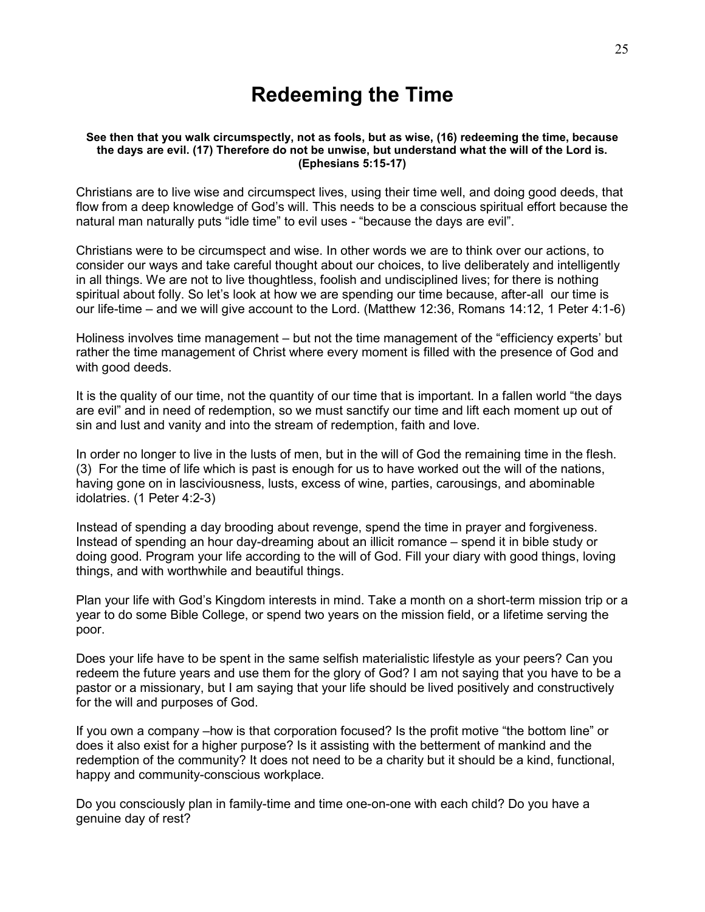# Redeeming the Time

**See then that you walk circumspectly, not as fools, but as wise, (16) redeeming the time, because the days are evil. (17) Therefore do not be unwise, but understand what the will of the Lord is. (Ephesians 5:15-17)**

Christians are to live wise and circumspect lives, using their time well, and doing good deeds, that flow from a deep knowledge of God's will. This needs to be a conscious spiritual effort because the natural man naturally puts "idle time" to evil uses - "because the days are evil".

Christians were to be circumspect and wise. In other words we are to think over our actions, to consider our ways and take careful thought about our choices, to live deliberately and intelligently in all things. We are not to live thoughtless, foolish and undisciplined lives; for there is nothing spiritual about folly. So let's look at how we are spending our time because, after-all our time is our life-time – and we will give account to the Lord. (Matthew 12:36, Romans 14:12, 1 Peter 4:1-6)

Holiness involves time management – but not the time management of the "efficiency experts' but rather the time management of Christ where every moment is filled with the presence of God and with good deeds.

It is the quality of our time, not the quantity of our time that is important. In a fallen world "the days are evil" and in need of redemption, so we must sanctify our time and lift each moment up out of sin and lust and vanity and into the stream of redemption, faith and love.

In order no longer to live in the lusts of men, but in the will of God the remaining time in the flesh. (3) For the time of life which is past is enough for us to have worked out the will of the nations, having gone on in lasciviousness, lusts, excess of wine, parties, carousings, and abominable idolatries. (1 Peter 4:2-3)

Instead of spending a day brooding about revenge, spend the time in prayer and forgiveness. Instead of spending an hour day-dreaming about an illicit romance – spend it in bible study or doing good. Program your life according to the will of God. Fill your diary with good things, loving things, and with worthwhile and beautiful things.

Plan your life with God's Kingdom interests in mind. Take a month on a short-term mission trip or a year to do some Bible College, or spend two years on the mission field, or a lifetime serving the poor.

Does your life have to be spent in the same selfish materialistic lifestyle as your peers? Can you redeem the future years and use them for the glory of God? I am not saying that you have to be a pastor or a missionary, but I am saying that your life should be lived positively and constructively for the will and purposes of God.

If you own a company –how is that corporation focused? Is the profit motive "the bottom line" or does it also exist for a higher purpose? Is it assisting with the betterment of mankind and the redemption of the community? It does not need to be a charity but it should be a kind, functional, happy and community-conscious workplace.

Do you consciously plan in family-time and time one-on-one with each child? Do you have a genuine day of rest?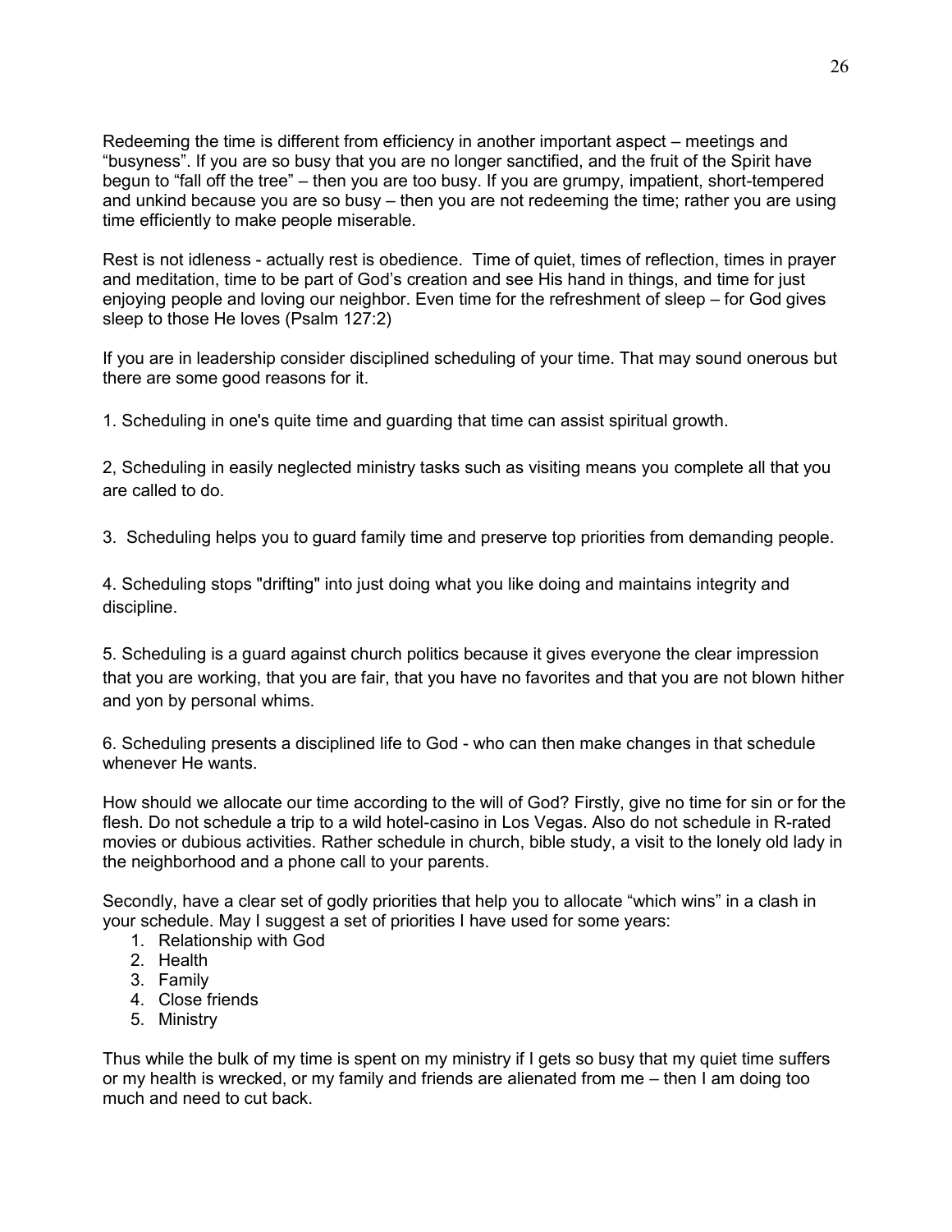Redeeming the time is different from efficiency in another important aspect – meetings and "busyness". If you are so busy that you are no longer sanctified, and the fruit of the Spirit have begun to "fall off the tree" – then you are too busy. If you are grumpy, impatient, short-tempered and unkind because you are so busy – then you are not redeeming the time; rather you are using time efficiently to make people miserable.

Rest is not idleness - actually rest is obedience. Time of quiet, times of reflection, times in prayer and meditation, time to be part of God's creation and see His hand in things, and time for just enjoying people and loving our neighbor. Even time for the refreshment of sleep – for God gives sleep to those He loves (Psalm 127:2)

If you are in leadership consider disciplined scheduling of your time. That may sound onerous but there are some good reasons for it.

1. Scheduling in one's quite time and guarding that time can assist spiritual growth.

2, Scheduling in easily neglected ministry tasks such as visiting means you complete all that you are called to do.

3. Scheduling helps you to guard family time and preserve top priorities from demanding people.

4. Scheduling stops "drifting" into just doing what you like doing and maintains integrity and discipline.

5. Scheduling is a guard against church politics because it gives everyone the clear impression that you are working, that you are fair, that you have no favorites and that you are not blown hither and yon by personal whims.

6. Scheduling presents a disciplined life to God - who can then make changes in that schedule whenever He wants.

How should we allocate our time according to the will of God? Firstly, give no time for sin or for the flesh. Do not schedule a trip to a wild hotel-casino in Los Vegas. Also do not schedule in R-rated movies or dubious activities. Rather schedule in church, bible study, a visit to the lonely old lady in the neighborhood and a phone call to your parents.

Secondly, have a clear set of godly priorities that help you to allocate "which wins" in a clash in your schedule. May I suggest a set of priorities I have used for some years:

1. Relationship with God
2. Health
3. Family
4. Close friends
5. Ministry

Thus while the bulk of my time is spent on my ministry if I gets so busy that my quiet time suffers or my health is wrecked, or my family and friends are alienated from me – then I am doing too much and need to cut back.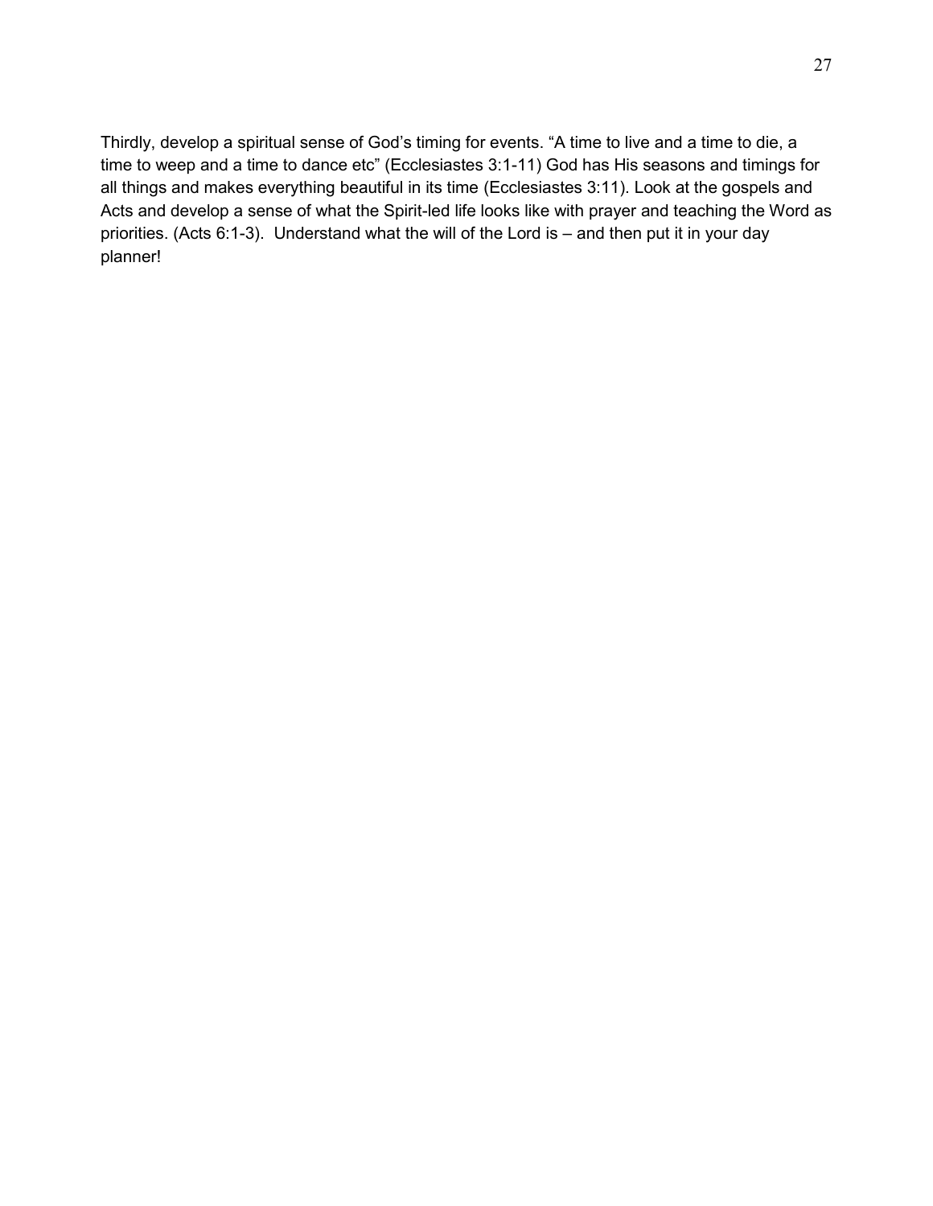Thirdly, develop a spiritual sense of God's timing for events. "A time to live and a time to die, a time to weep and a time to dance etc" (Ecclesiastes 3:1-11) God has His seasons and timings for all things and makes everything beautiful in its time (Ecclesiastes 3:11). Look at the gospels and Acts and develop a sense of what the Spirit-led life looks like with prayer and teaching the Word as priorities. (Acts 6:1-3). Understand what the will of the Lord is – and then put it in your day planner!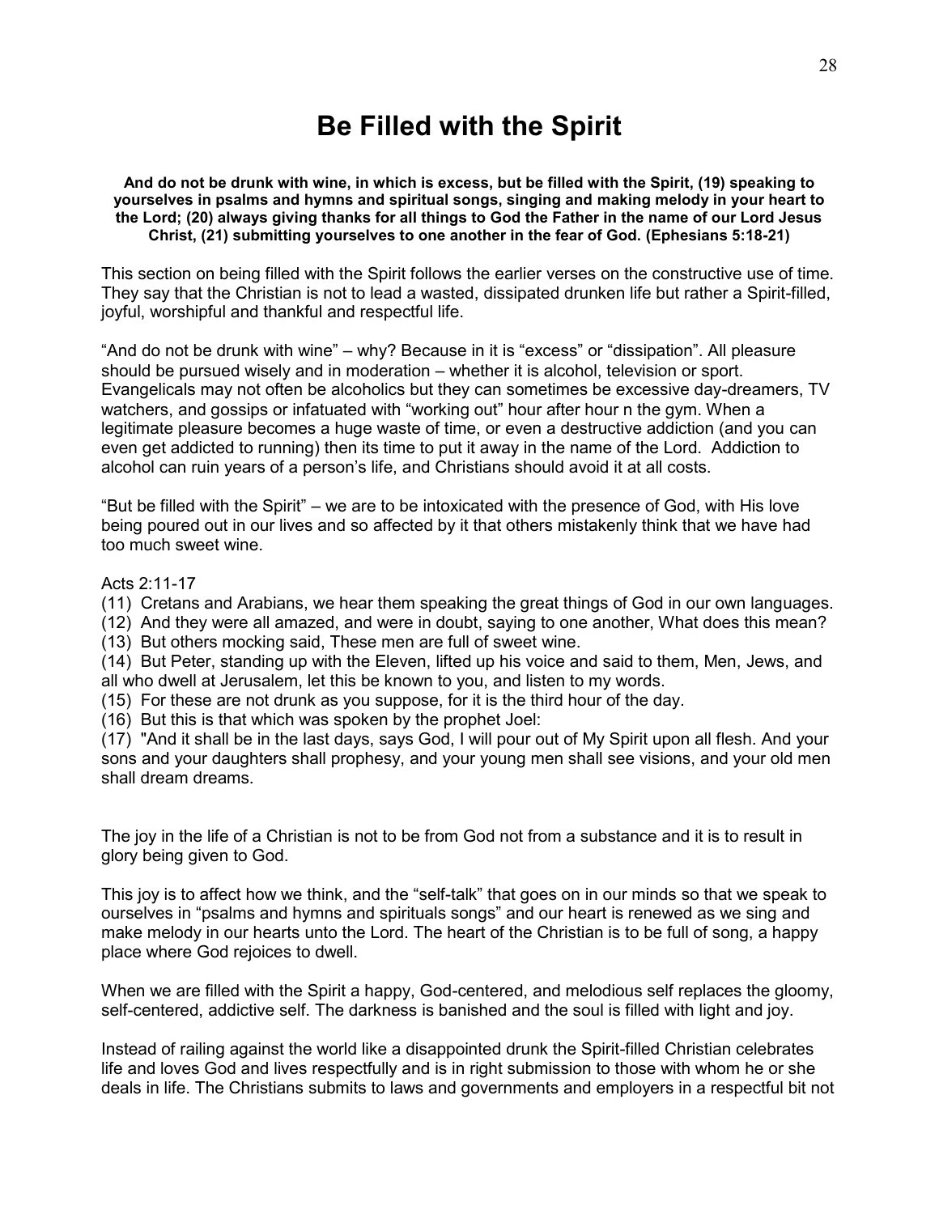# Be Filled with the Spirit

**And do not be drunk with wine, in which is excess, but be filled with the Spirit, (19) speaking to yourselves in psalms and hymns and spiritual songs, singing and making melody in your heart to the Lord; (20) always giving thanks for all things to God the Father in the name of our Lord Jesus Christ, (21) submitting yourselves to one another in the fear of God. (Ephesians 5:18-21)**

This section on being filled with the Spirit follows the earlier verses on the constructive use of time. They say that the Christian is not to lead a wasted, dissipated drunken life but rather a Spirit-filled, joyful, worshipful and thankful and respectful life.

“And do not be drunk with wine” – why? Because in it is “excess” or “dissipation”. All pleasure should be pursued wisely and in moderation – whether it is alcohol, television or sport. Evangelicals may not often be alcoholics but they can sometimes be excessive day-dreamers, TV watchers, and gossips or infatuated with “working out” hour after hour n the gym. When a legitimate pleasure becomes a huge waste of time, or even a destructive addiction (and you can even get addicted to running) then its time to put it away in the name of the Lord. Addiction to alcohol can ruin years of a person’s life, and Christians should avoid it at all costs.

“But be filled with the Spirit” – we are to be intoxicated with the presence of God, with His love being poured out in our lives and so affected by it that others mistakenly think that we have had too much sweet wine.

Acts 2:11-17

(11) Cretans and Arabians, we hear them speaking the great things of God in our own languages.
(12) And they were all amazed, and were in doubt, saying to one another, What does this mean?
(13) But others mocking said, These men are full of sweet wine.
(14) But Peter, standing up with the Eleven, lifted up his voice and said to them, Men, Jews, and all who dwell at Jerusalem, let this be known to you, and listen to my words.
(15) For these are not drunk as you suppose, for it is the third hour of the day.
(16) But this is that which was spoken by the prophet Joel:
(17) "And it shall be in the last days, says God, I will pour out of My Spirit upon all flesh. And your sons and your daughters shall prophesy, and your young men shall see visions, and your old men shall dream dreams.

The joy in the life of a Christian is not to be from God not from a substance and it is to result in glory being given to God.

This joy is to affect how we think, and the “self-talk” that goes on in our minds so that we speak to ourselves in “psalms and hymns and spirituals songs” and our heart is renewed as we sing and make melody in our hearts unto the Lord. The heart of the Christian is to be full of song, a happy place where God rejoices to dwell.

When we are filled with the Spirit a happy, God-centered, and melodious self replaces the gloomy, self-centered, addictive self. The darkness is banished and the soul is filled with light and joy.

Instead of railing against the world like a disappointed drunk the Spirit-filled Christian celebrates life and loves God and lives respectfully and is in right submission to those with whom he or she deals in life. The Christians submits to laws and governments and employers in a respectful bit not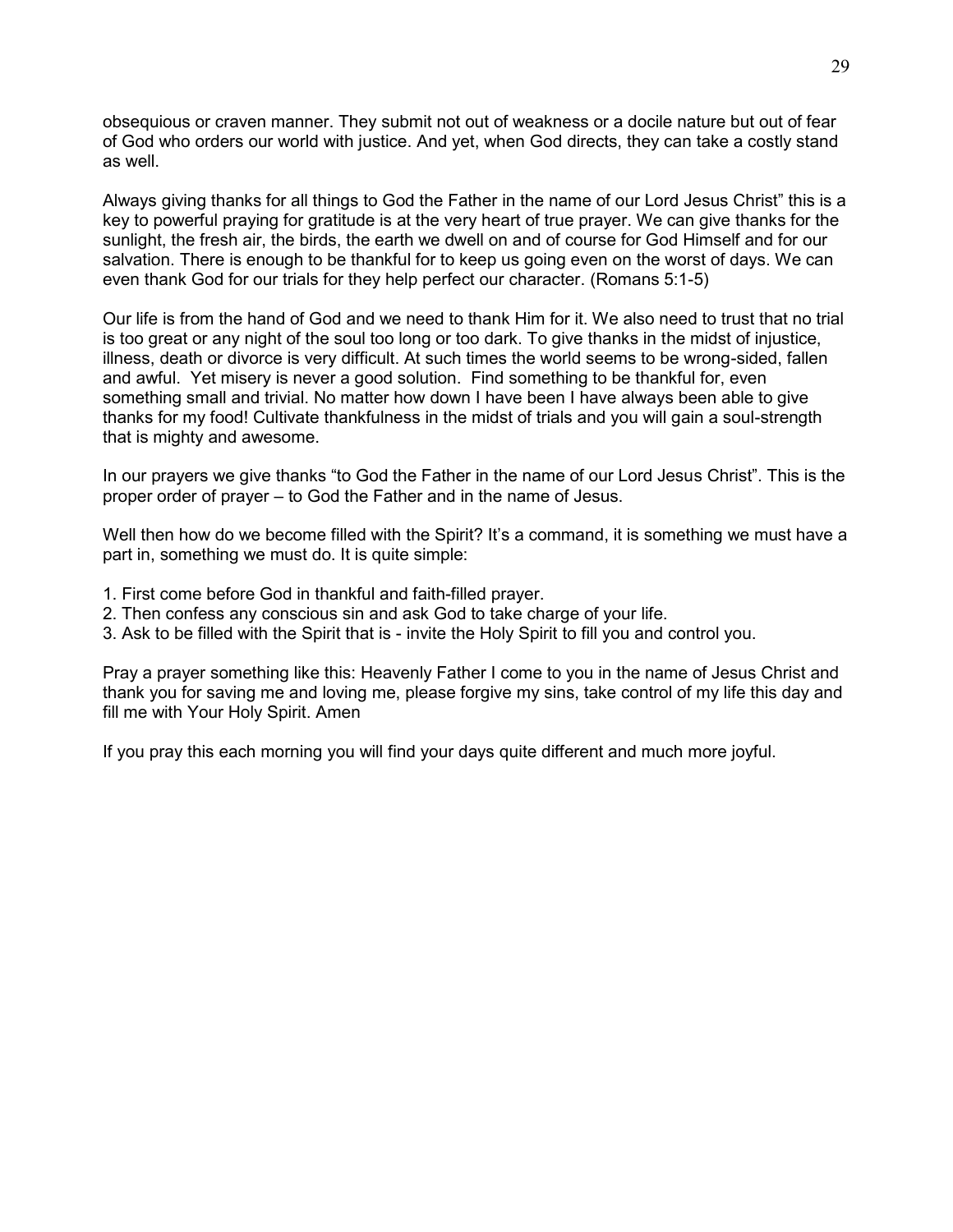obsequious or craven manner. They submit not out of weakness or a docile nature but out of fear of God who orders our world with justice. And yet, when God directs, they can take a costly stand as well.

Always giving thanks for all things to God the Father in the name of our Lord Jesus Christ" this is a key to powerful praying for gratitude is at the very heart of true prayer. We can give thanks for the sunlight, the fresh air, the birds, the earth we dwell on and of course for God Himself and for our salvation. There is enough to be thankful for to keep us going even on the worst of days. We can even thank God for our trials for they help perfect our character. (Romans 5:1-5)

Our life is from the hand of God and we need to thank Him for it. We also need to trust that no trial is too great or any night of the soul too long or too dark. To give thanks in the midst of injustice, illness, death or divorce is very difficult. At such times the world seems to be wrong-sided, fallen and awful. Yet misery is never a good solution. Find something to be thankful for, even something small and trivial. No matter how down I have been I have always been able to give thanks for my food! Cultivate thankfulness in the midst of trials and you will gain a soul-strength that is mighty and awesome.

In our prayers we give thanks "to God the Father in the name of our Lord Jesus Christ". This is the proper order of prayer – to God the Father and in the name of Jesus.

Well then how do we become filled with the Spirit? It's a command, it is something we must have a part in, something we must do. It is quite simple:

1. First come before God in thankful and faith-filled prayer.
2. Then confess any conscious sin and ask God to take charge of your life.
3. Ask to be filled with the Spirit that is - invite the Holy Spirit to fill you and control you.

Pray a prayer something like this: Heavenly Father I come to you in the name of Jesus Christ and thank you for saving me and loving me, please forgive my sins, take control of my life this day and fill me with Your Holy Spirit. Amen

If you pray this each morning you will find your days quite different and much more joyful.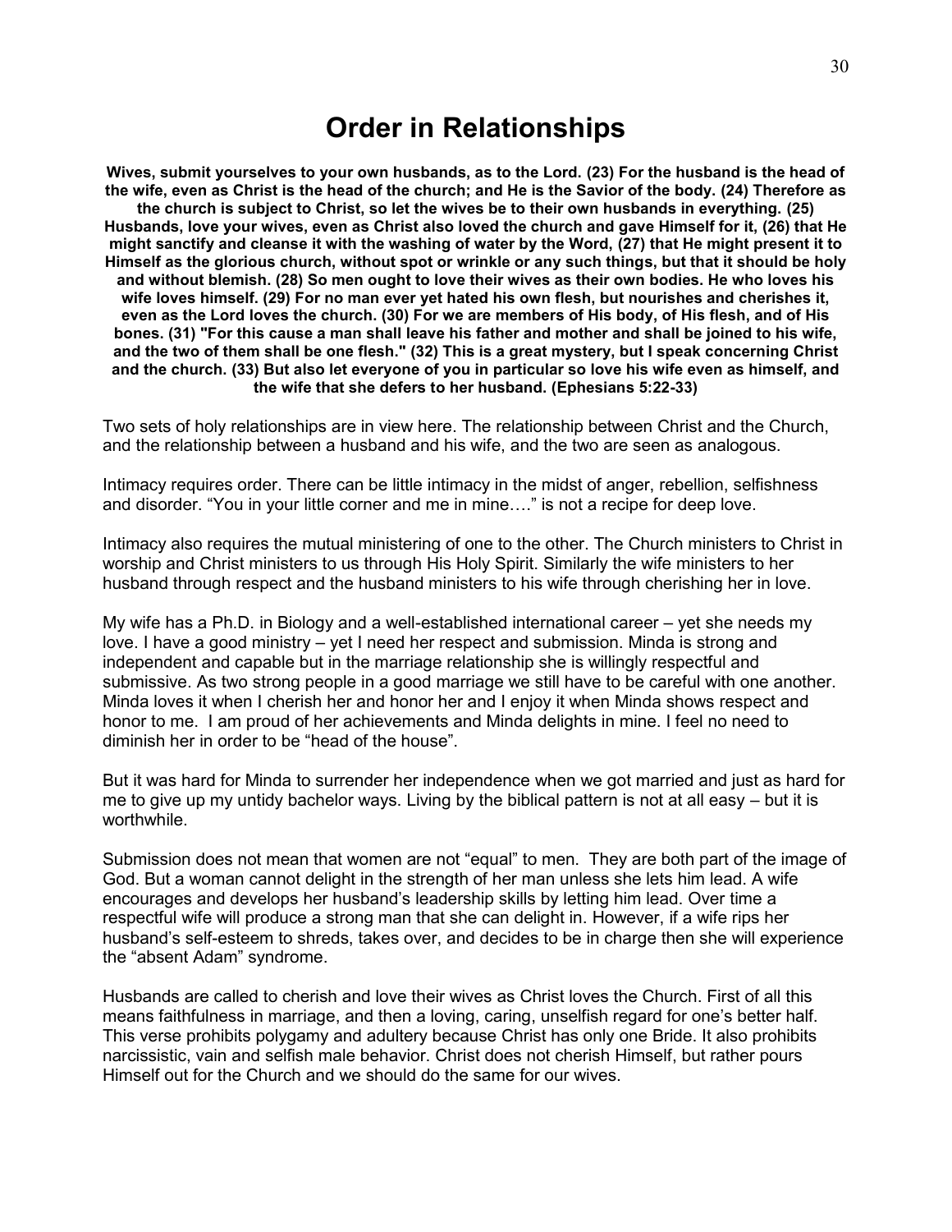# Order in Relationships

**Wives, submit yourselves to your own husbands, as to the Lord. (23) For the husband is the head of the wife, even as Christ is the head of the church; and He is the Savior of the body. (24) Therefore as the church is subject to Christ, so let the wives be to their own husbands in everything. (25) Husbands, love your wives, even as Christ also loved the church and gave Himself for it, (26) that He might sanctify and cleanse it with the washing of water by the Word, (27) that He might present it to Himself as the glorious church, without spot or wrinkle or any such things, but that it should be holy and without blemish. (28) So men ought to love their wives as their own bodies. He who loves his wife loves himself. (29) For no man ever yet hated his own flesh, but nourishes and cherishes it, even as the Lord loves the church. (30) For we are members of His body, of His flesh, and of His bones. (31) "For this cause a man shall leave his father and mother and shall be joined to his wife, and the two of them shall be one flesh." (32) This is a great mystery, but I speak concerning Christ and the church. (33) But also let everyone of you in particular so love his wife even as himself, and the wife that she defers to her husband. (Ephesians 5:22-33)**

Two sets of holy relationships are in view here. The relationship between Christ and the Church, and the relationship between a husband and his wife, and the two are seen as analogous.

Intimacy requires order. There can be little intimacy in the midst of anger, rebellion, selfishness and disorder. “You in your little corner and me in mine….” is not a recipe for deep love.

Intimacy also requires the mutual ministering of one to the other. The Church ministers to Christ in worship and Christ ministers to us through His Holy Spirit. Similarly the wife ministers to her husband through respect and the husband ministers to his wife through cherishing her in love.

My wife has a Ph.D. in Biology and a well-established international career – yet she needs my love. I have a good ministry – yet I need her respect and submission. Minda is strong and independent and capable but in the marriage relationship she is willingly respectful and submissive. As two strong people in a good marriage we still have to be careful with one another. Minda loves it when I cherish her and honor her and I enjoy it when Minda shows respect and honor to me. I am proud of her achievements and Minda delights in mine. I feel no need to diminish her in order to be “head of the house”.

But it was hard for Minda to surrender her independence when we got married and just as hard for me to give up my untidy bachelor ways. Living by the biblical pattern is not at all easy – but it is worthwhile.

Submission does not mean that women are not “equal” to men. They are both part of the image of God. But a woman cannot delight in the strength of her man unless she lets him lead. A wife encourages and develops her husband’s leadership skills by letting him lead. Over time a respectful wife will produce a strong man that she can delight in. However, if a wife rips her husband’s self-esteem to shreds, takes over, and decides to be in charge then she will experience the “absent Adam” syndrome.

Husbands are called to cherish and love their wives as Christ loves the Church. First of all this means faithfulness in marriage, and then a loving, caring, unselfish regard for one’s better half. This verse prohibits polygamy and adultery because Christ has only one Bride. It also prohibits narcissistic, vain and selfish male behavior. Christ does not cherish Himself, but rather pours Himself out for the Church and we should do the same for our wives.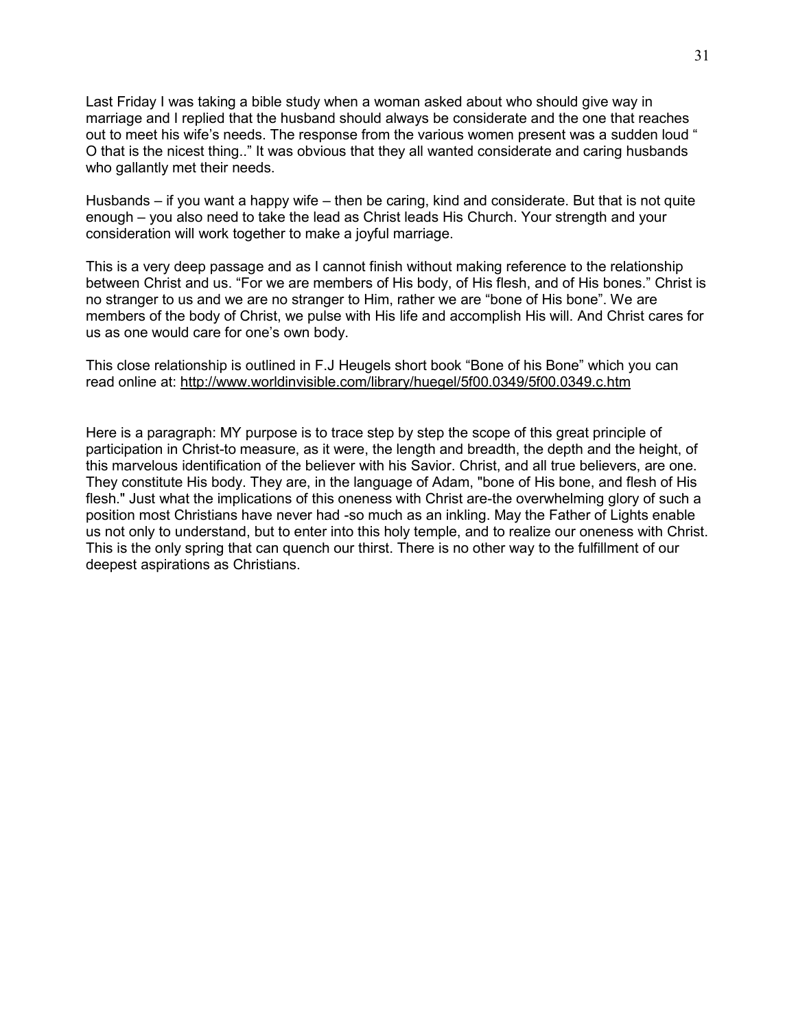Last Friday I was taking a bible study when a woman asked about who should give way in marriage and I replied that the husband should always be considerate and the one that reaches out to meet his wife's needs. The response from the various women present was a sudden loud " O that is the nicest thing.." It was obvious that they all wanted considerate and caring husbands who gallantly met their needs.

Husbands – if you want a happy wife – then be caring, kind and considerate. But that is not quite enough – you also need to take the lead as Christ leads His Church. Your strength and your consideration will work together to make a joyful marriage.

This is a very deep passage and as I cannot finish without making reference to the relationship between Christ and us. "For we are members of His body, of His flesh, and of His bones." Christ is no stranger to us and we are no stranger to Him, rather we are "bone of His bone". We are members of the body of Christ, we pulse with His life and accomplish His will. And Christ cares for us as one would care for one's own body.

This close relationship is outlined in F.J Heugels short book "Bone of his Bone" which you can read online at: http://www.worldinvisible.com/library/huegel/5f00.0349/5f00.0349.c.htm

Here is a paragraph: MY purpose is to trace step by step the scope of this great principle of participation in Christ-to measure, as it were, the length and breadth, the depth and the height, of this marvelous identification of the believer with his Savior. Christ, and all true believers, are one. They constitute His body. They are, in the language of Adam, "bone of His bone, and flesh of His flesh." Just what the implications of this oneness with Christ are-the overwhelming glory of such a position most Christians have never had -so much as an inkling. May the Father of Lights enable us not only to understand, but to enter into this holy temple, and to realize our oneness with Christ. This is the only spring that can quench our thirst. There is no other way to the fulfillment of our deepest aspirations as Christians.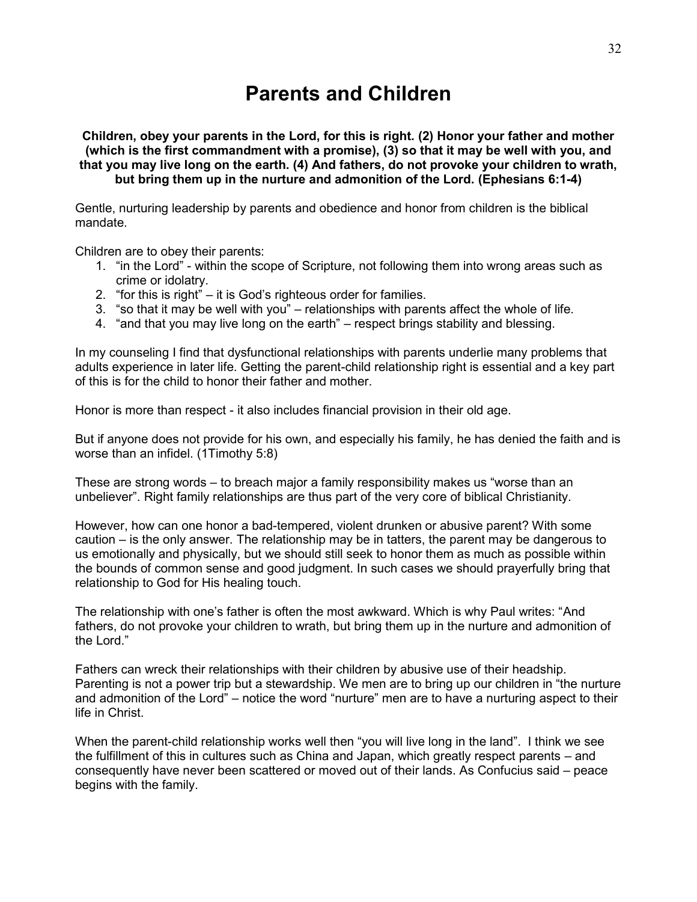# Parents and Children

**Children, obey your parents in the Lord, for this is right. (2) Honor your father and mother (which is the first commandment with a promise), (3) so that it may be well with you, and that you may live long on the earth. (4) And fathers, do not provoke your children to wrath, but bring them up in the nurture and admonition of the Lord. (Ephesians 6:1-4)**

Gentle, nurturing leadership by parents and obedience and honor from children is the biblical mandate.

Children are to obey their parents:

1. "in the Lord" - within the scope of Scripture, not following them into wrong areas such as crime or idolatry.
2. "for this is right" – it is God's righteous order for families.
3. "so that it may be well with you" – relationships with parents affect the whole of life.
4. "and that you may live long on the earth" – respect brings stability and blessing.

In my counseling I find that dysfunctional relationships with parents underlie many problems that adults experience in later life. Getting the parent-child relationship right is essential and a key part of this is for the child to honor their father and mother.

Honor is more than respect - it also includes financial provision in their old age.

But if anyone does not provide for his own, and especially his family, he has denied the faith and is worse than an infidel. (1Timothy 5:8)

These are strong words – to breach major a family responsibility makes us "worse than an unbeliever". Right family relationships are thus part of the very core of biblical Christianity.

However, how can one honor a bad-tempered, violent drunken or abusive parent? With some caution – is the only answer. The relationship may be in tatters, the parent may be dangerous to us emotionally and physically, but we should still seek to honor them as much as possible within the bounds of common sense and good judgment. In such cases we should prayerfully bring that relationship to God for His healing touch.

The relationship with one's father is often the most awkward. Which is why Paul writes: "And fathers, do not provoke your children to wrath, but bring them up in the nurture and admonition of the Lord."

Fathers can wreck their relationships with their children by abusive use of their headship. Parenting is not a power trip but a stewardship. We men are to bring up our children in "the nurture and admonition of the Lord" – notice the word "nurture" men are to have a nurturing aspect to their life in Christ.

When the parent-child relationship works well then "you will live long in the land". I think we see the fulfillment of this in cultures such as China and Japan, which greatly respect parents – and consequently have never been scattered or moved out of their lands. As Confucius said – peace begins with the family.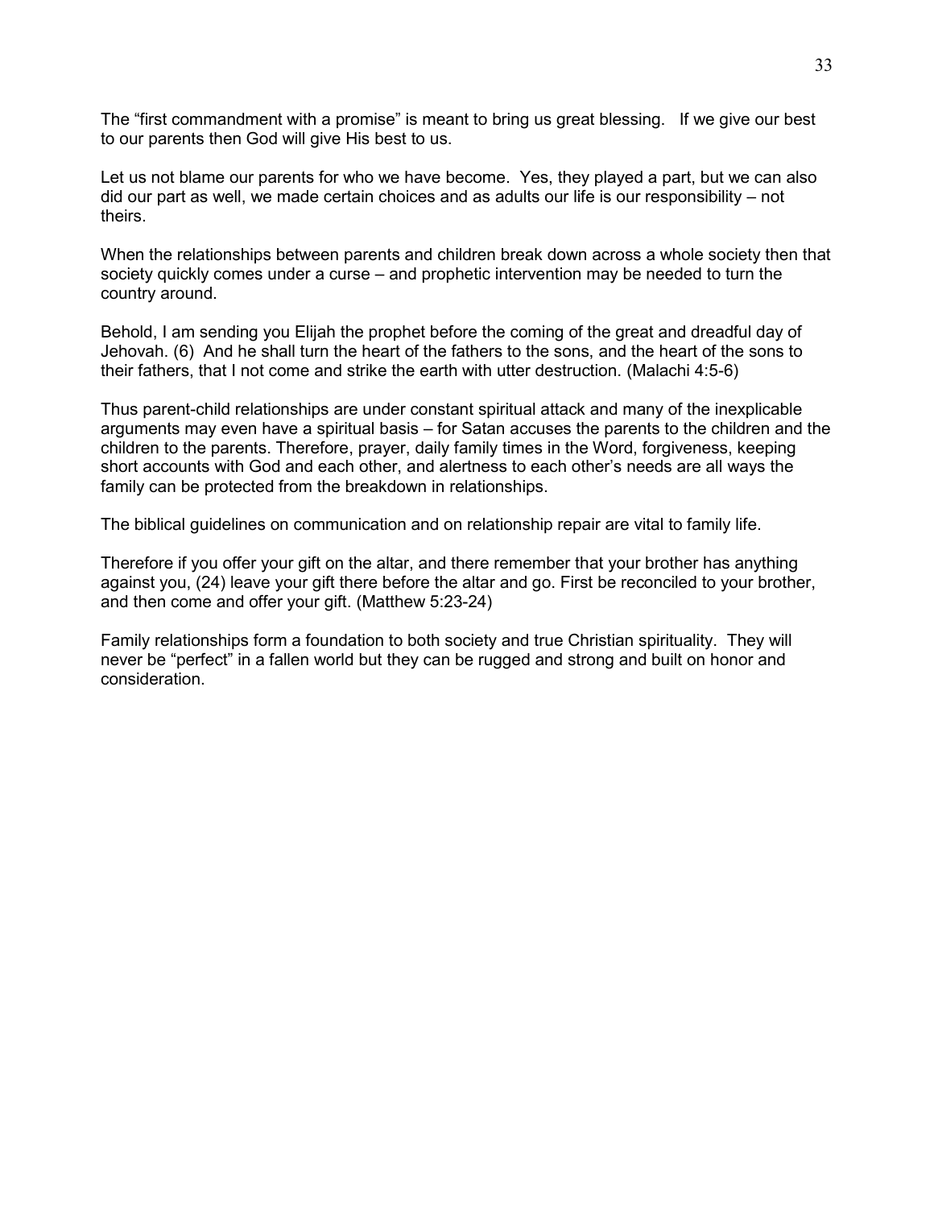The “first commandment with a promise” is meant to bring us great blessing. If we give our best to our parents then God will give His best to us.

Let us not blame our parents for who we have become. Yes, they played a part, but we can also did our part as well, we made certain choices and as adults our life is our responsibility – not theirs.

When the relationships between parents and children break down across a whole society then that society quickly comes under a curse – and prophetic intervention may be needed to turn the country around.

Behold, I am sending you Elijah the prophet before the coming of the great and dreadful day of Jehovah. (6) And he shall turn the heart of the fathers to the sons, and the heart of the sons to their fathers, that I not come and strike the earth with utter destruction. (Malachi 4:5-6)

Thus parent-child relationships are under constant spiritual attack and many of the inexplicable arguments may even have a spiritual basis – for Satan accuses the parents to the children and the children to the parents. Therefore, prayer, daily family times in the Word, forgiveness, keeping short accounts with God and each other, and alertness to each other’s needs are all ways the family can be protected from the breakdown in relationships.

The biblical guidelines on communication and on relationship repair are vital to family life.

Therefore if you offer your gift on the altar, and there remember that your brother has anything against you, (24) leave your gift there before the altar and go. First be reconciled to your brother, and then come and offer your gift. (Matthew 5:23-24)

Family relationships form a foundation to both society and true Christian spirituality. They will never be “perfect” in a fallen world but they can be rugged and strong and built on honor and consideration.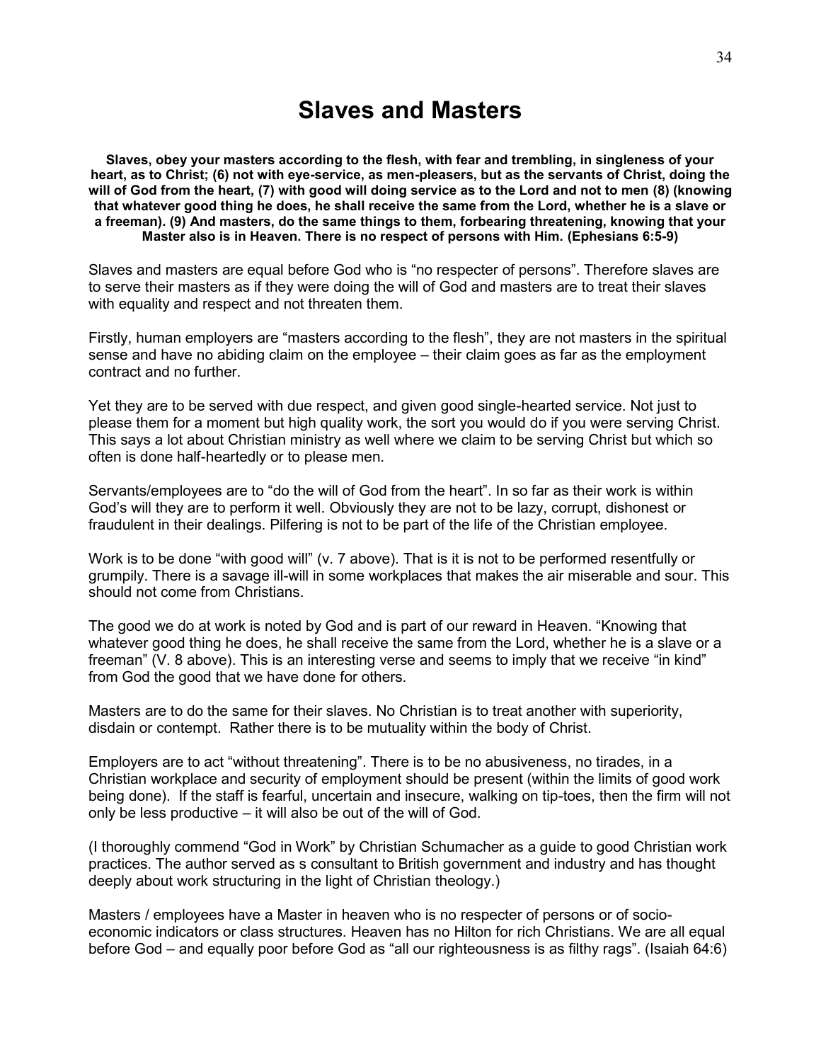# Slaves and Masters

**Slaves, obey your masters according to the flesh, with fear and trembling, in singleness of your heart, as to Christ; (6) not with eye-service, as men-pleasers, but as the servants of Christ, doing the will of God from the heart, (7) with good will doing service as to the Lord and not to men (8) (knowing that whatever good thing he does, he shall receive the same from the Lord, whether he is a slave or a freeman). (9) And masters, do the same things to them, forbearing threatening, knowing that your Master also is in Heaven. There is no respect of persons with Him. (Ephesians 6:5-9)**

Slaves and masters are equal before God who is "no respecter of persons". Therefore slaves are to serve their masters as if they were doing the will of God and masters are to treat their slaves with equality and respect and not threaten them.

Firstly, human employers are "masters according to the flesh", they are not masters in the spiritual sense and have no abiding claim on the employee – their claim goes as far as the employment contract and no further.

Yet they are to be served with due respect, and given good single-hearted service. Not just to please them for a moment but high quality work, the sort you would do if you were serving Christ. This says a lot about Christian ministry as well where we claim to be serving Christ but which so often is done half-heartedly or to please men.

Servants/employees are to "do the will of God from the heart". In so far as their work is within God's will they are to perform it well. Obviously they are not to be lazy, corrupt, dishonest or fraudulent in their dealings. Pilfering is not to be part of the life of the Christian employee.

Work is to be done "with good will" (v. 7 above). That is it is not to be performed resentfully or grumpily. There is a savage ill-will in some workplaces that makes the air miserable and sour. This should not come from Christians.

The good we do at work is noted by God and is part of our reward in Heaven. "Knowing that whatever good thing he does, he shall receive the same from the Lord, whether he is a slave or a freeman" (V. 8 above). This is an interesting verse and seems to imply that we receive "in kind" from God the good that we have done for others.

Masters are to do the same for their slaves. No Christian is to treat another with superiority, disdain or contempt. Rather there is to be mutuality within the body of Christ.

Employers are to act "without threatening". There is to be no abusiveness, no tirades, in a Christian workplace and security of employment should be present (within the limits of good work being done). If the staff is fearful, uncertain and insecure, walking on tip-toes, then the firm will not only be less productive – it will also be out of the will of God.

(I thoroughly commend "God in Work" by Christian Schumacher as a guide to good Christian work practices. The author served as s consultant to British government and industry and has thought deeply about work structuring in the light of Christian theology.)

Masters / employees have a Master in heaven who is no respecter of persons or of socio-economic indicators or class structures. Heaven has no Hilton for rich Christians. We are all equal before God – and equally poor before God as "all our righteousness is as filthy rags". (Isaiah 64:6)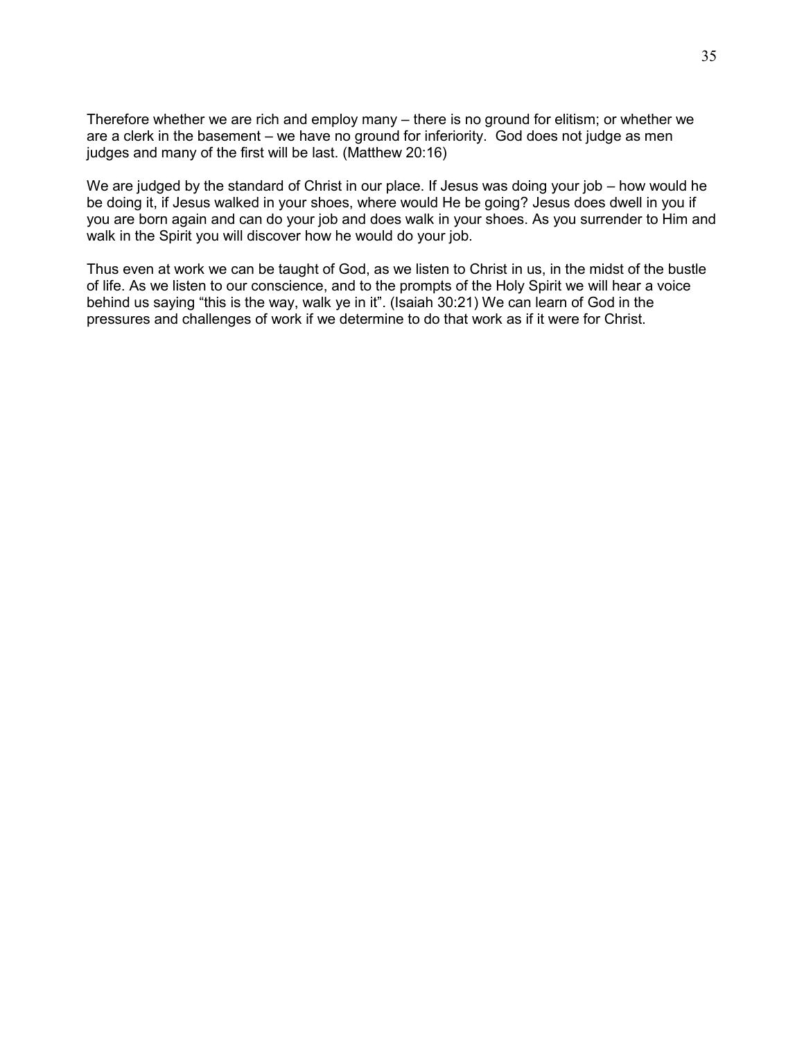Therefore whether we are rich and employ many – there is no ground for elitism; or whether we are a clerk in the basement – we have no ground for inferiority. God does not judge as men judges and many of the first will be last. (Matthew 20:16)

We are judged by the standard of Christ in our place. If Jesus was doing your job – how would he be doing it, if Jesus walked in your shoes, where would He be going? Jesus does dwell in you if you are born again and can do your job and does walk in your shoes. As you surrender to Him and walk in the Spirit you will discover how he would do your job.

Thus even at work we can be taught of God, as we listen to Christ in us, in the midst of the bustle of life. As we listen to our conscience, and to the prompts of the Holy Spirit we will hear a voice behind us saying "this is the way, walk ye in it". (Isaiah 30:21) We can learn of God in the pressures and challenges of work if we determine to do that work as if it were for Christ.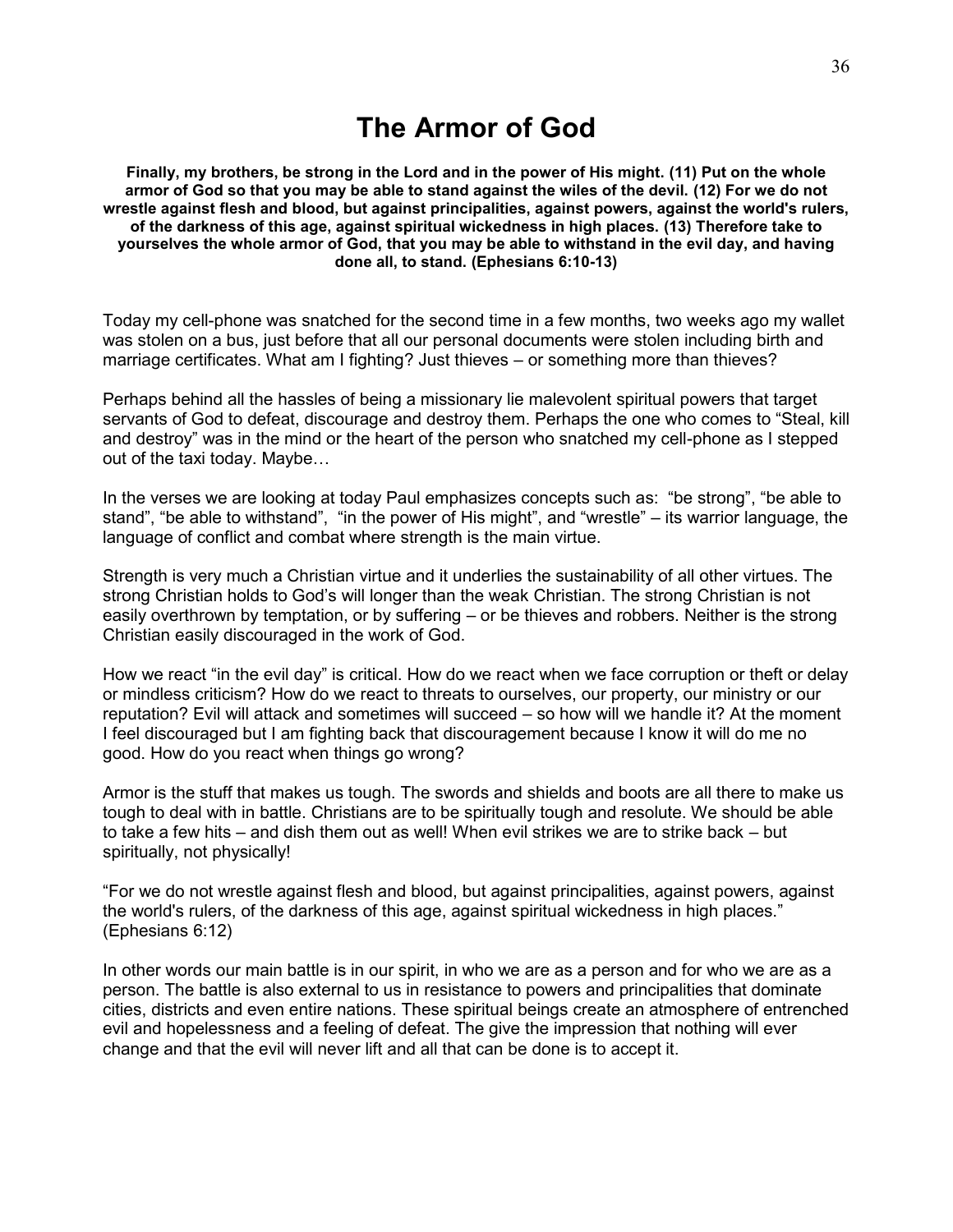# The Armor of God

**Finally, my brothers, be strong in the Lord and in the power of His might. (11) Put on the whole armor of God so that you may be able to stand against the wiles of the devil. (12) For we do not wrestle against flesh and blood, but against principalities, against powers, against the world's rulers, of the darkness of this age, against spiritual wickedness in high places. (13) Therefore take to yourselves the whole armor of God, that you may be able to withstand in the evil day, and having done all, to stand. (Ephesians 6:10-13)**

Today my cell-phone was snatched for the second time in a few months, two weeks ago my wallet was stolen on a bus, just before that all our personal documents were stolen including birth and marriage certificates. What am I fighting? Just thieves – or something more than thieves?

Perhaps behind all the hassles of being a missionary lie malevolent spiritual powers that target servants of God to defeat, discourage and destroy them. Perhaps the one who comes to "Steal, kill and destroy" was in the mind or the heart of the person who snatched my cell-phone as I stepped out of the taxi today. Maybe…

In the verses we are looking at today Paul emphasizes concepts such as: "be strong", "be able to stand", "be able to withstand", "in the power of His might", and "wrestle" – its warrior language, the language of conflict and combat where strength is the main virtue.

Strength is very much a Christian virtue and it underlies the sustainability of all other virtues. The strong Christian holds to God's will longer than the weak Christian. The strong Christian is not easily overthrown by temptation, or by suffering – or be thieves and robbers. Neither is the strong Christian easily discouraged in the work of God.

How we react "in the evil day" is critical. How do we react when we face corruption or theft or delay or mindless criticism? How do we react to threats to ourselves, our property, our ministry or our reputation? Evil will attack and sometimes will succeed – so how will we handle it? At the moment I feel discouraged but I am fighting back that discouragement because I know it will do me no good. How do you react when things go wrong?

Armor is the stuff that makes us tough. The swords and shields and boots are all there to make us tough to deal with in battle. Christians are to be spiritually tough and resolute. We should be able to take a few hits – and dish them out as well! When evil strikes we are to strike back – but spiritually, not physically!

"For we do not wrestle against flesh and blood, but against principalities, against powers, against the world's rulers, of the darkness of this age, against spiritual wickedness in high places." (Ephesians 6:12)

In other words our main battle is in our spirit, in who we are as a person and for who we are as a person. The battle is also external to us in resistance to powers and principalities that dominate cities, districts and even entire nations. These spiritual beings create an atmosphere of entrenched evil and hopelessness and a feeling of defeat. The give the impression that nothing will ever change and that the evil will never lift and all that can be done is to accept it.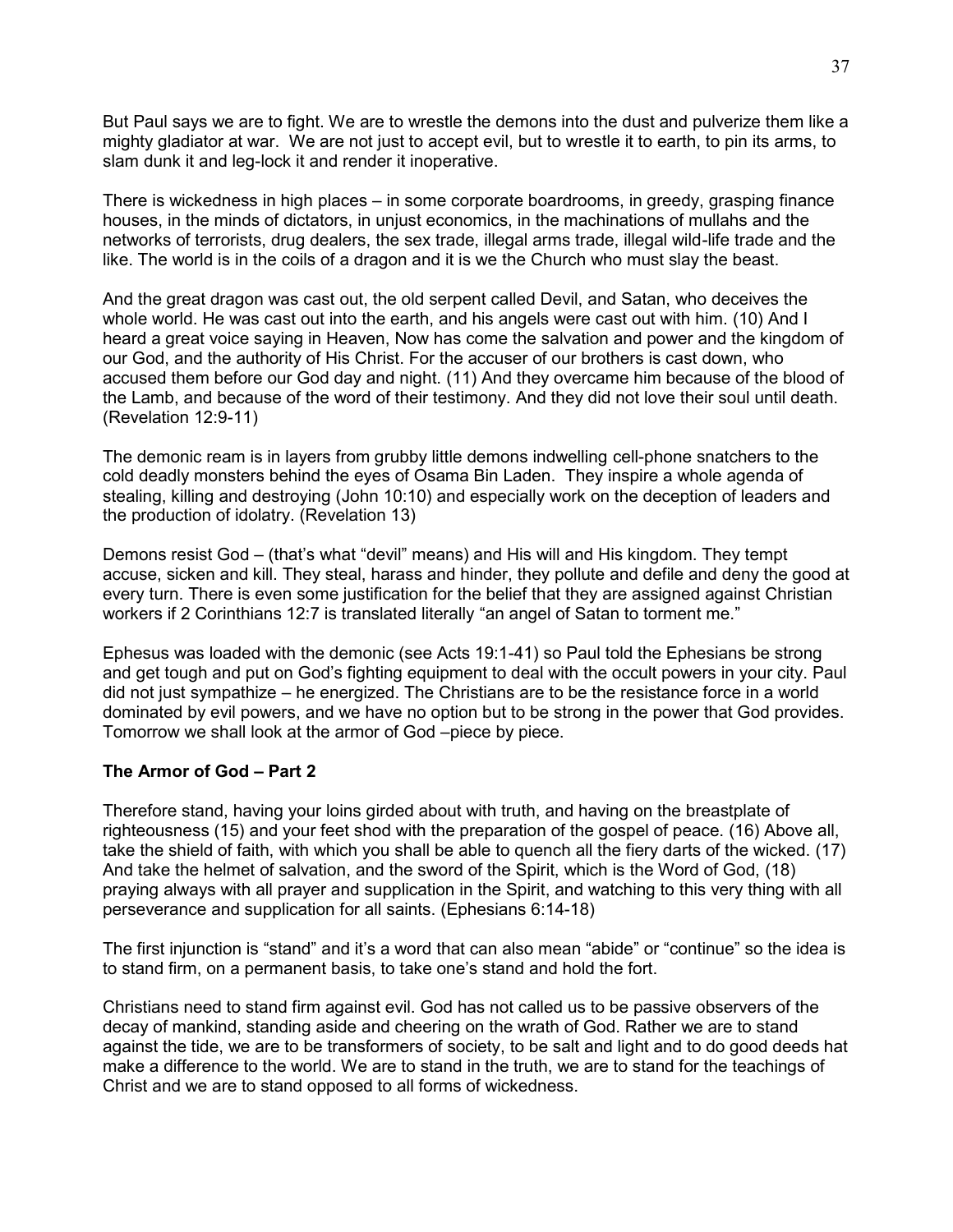But Paul says we are to fight. We are to wrestle the demons into the dust and pulverize them like a mighty gladiator at war. We are not just to accept evil, but to wrestle it to earth, to pin its arms, to slam dunk it and leg-lock it and render it inoperative.

There is wickedness in high places – in some corporate boardrooms, in greedy, grasping finance houses, in the minds of dictators, in unjust economics, in the machinations of mullahs and the networks of terrorists, drug dealers, the sex trade, illegal arms trade, illegal wild-life trade and the like. The world is in the coils of a dragon and it is we the Church who must slay the beast.

And the great dragon was cast out, the old serpent called Devil, and Satan, who deceives the whole world. He was cast out into the earth, and his angels were cast out with him. (10) And I heard a great voice saying in Heaven, Now has come the salvation and power and the kingdom of our God, and the authority of His Christ. For the accuser of our brothers is cast down, who accused them before our God day and night. (11) And they overcame him because of the blood of the Lamb, and because of the word of their testimony. And they did not love their soul until death. (Revelation 12:9-11)

The demonic ream is in layers from grubby little demons indwelling cell-phone snatchers to the cold deadly monsters behind the eyes of Osama Bin Laden. They inspire a whole agenda of stealing, killing and destroying (John 10:10) and especially work on the deception of leaders and the production of idolatry. (Revelation 13)

Demons resist God – (that's what "devil" means) and His will and His kingdom. They tempt accuse, sicken and kill. They steal, harass and hinder, they pollute and defile and deny the good at every turn. There is even some justification for the belief that they are assigned against Christian workers if 2 Corinthians 12:7 is translated literally "an angel of Satan to torment me."

Ephesus was loaded with the demonic (see Acts 19:1-41) so Paul told the Ephesians be strong and get tough and put on God's fighting equipment to deal with the occult powers in your city. Paul did not just sympathize – he energized. The Christians are to be the resistance force in a world dominated by evil powers, and we have no option but to be strong in the power that God provides. Tomorrow we shall look at the armor of God –piece by piece.

**The Armor of God – Part 2**

Therefore stand, having your loins girded about with truth, and having on the breastplate of righteousness (15) and your feet shod with the preparation of the gospel of peace. (16) Above all, take the shield of faith, with which you shall be able to quench all the fiery darts of the wicked. (17) And take the helmet of salvation, and the sword of the Spirit, which is the Word of God, (18) praying always with all prayer and supplication in the Spirit, and watching to this very thing with all perseverance and supplication for all saints. (Ephesians 6:14-18)

The first injunction is "stand" and it's a word that can also mean "abide" or "continue" so the idea is to stand firm, on a permanent basis, to take one's stand and hold the fort.

Christians need to stand firm against evil. God has not called us to be passive observers of the decay of mankind, standing aside and cheering on the wrath of God. Rather we are to stand against the tide, we are to be transformers of society, to be salt and light and to do good deeds hat make a difference to the world. We are to stand in the truth, we are to stand for the teachings of Christ and we are to stand opposed to all forms of wickedness.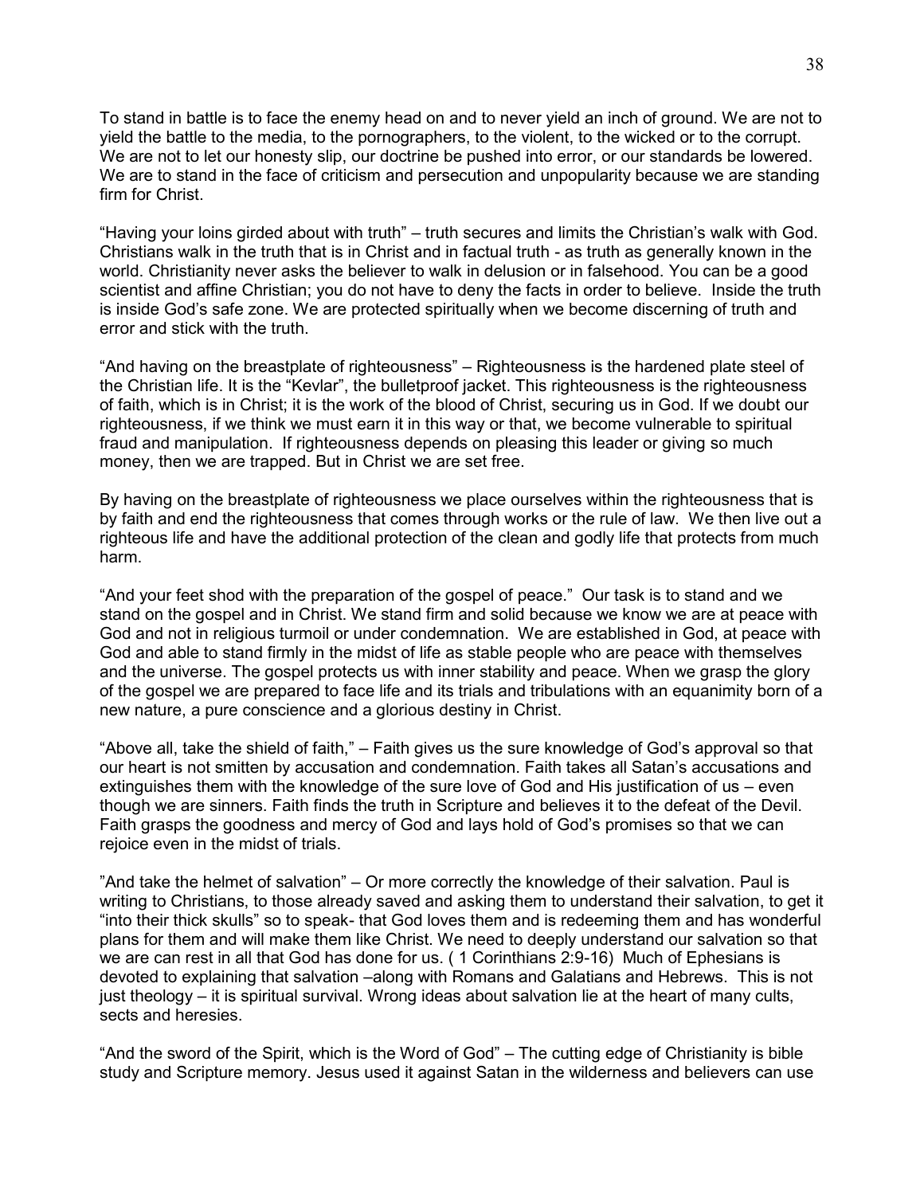To stand in battle is to face the enemy head on and to never yield an inch of ground. We are not to yield the battle to the media, to the pornographers, to the violent, to the wicked or to the corrupt. We are not to let our honesty slip, our doctrine be pushed into error, or our standards be lowered. We are to stand in the face of criticism and persecution and unpopularity because we are standing firm for Christ.

"Having your loins girded about with truth" – truth secures and limits the Christian's walk with God. Christians walk in the truth that is in Christ and in factual truth - as truth as generally known in the world. Christianity never asks the believer to walk in delusion or in falsehood. You can be a good scientist and affine Christian; you do not have to deny the facts in order to believe. Inside the truth is inside God's safe zone. We are protected spiritually when we become discerning of truth and error and stick with the truth.

"And having on the breastplate of righteousness" – Righteousness is the hardened plate steel of the Christian life. It is the "Kevlar", the bulletproof jacket. This righteousness is the righteousness of faith, which is in Christ; it is the work of the blood of Christ, securing us in God. If we doubt our righteousness, if we think we must earn it in this way or that, we become vulnerable to spiritual fraud and manipulation. If righteousness depends on pleasing this leader or giving so much money, then we are trapped. But in Christ we are set free.

By having on the breastplate of righteousness we place ourselves within the righteousness that is by faith and end the righteousness that comes through works or the rule of law. We then live out a righteous life and have the additional protection of the clean and godly life that protects from much harm.

"And your feet shod with the preparation of the gospel of peace." Our task is to stand and we stand on the gospel and in Christ. We stand firm and solid because we know we are at peace with God and not in religious turmoil or under condemnation. We are established in God, at peace with God and able to stand firmly in the midst of life as stable people who are peace with themselves and the universe. The gospel protects us with inner stability and peace. When we grasp the glory of the gospel we are prepared to face life and its trials and tribulations with an equanimity born of a new nature, a pure conscience and a glorious destiny in Christ.

"Above all, take the shield of faith," – Faith gives us the sure knowledge of God's approval so that our heart is not smitten by accusation and condemnation. Faith takes all Satan's accusations and extinguishes them with the knowledge of the sure love of God and His justification of us – even though we are sinners. Faith finds the truth in Scripture and believes it to the defeat of the Devil. Faith grasps the goodness and mercy of God and lays hold of God's promises so that we can rejoice even in the midst of trials.

"And take the helmet of salvation" – Or more correctly the knowledge of their salvation. Paul is writing to Christians, to those already saved and asking them to understand their salvation, to get it "into their thick skulls" so to speak- that God loves them and is redeeming them and has wonderful plans for them and will make them like Christ. We need to deeply understand our salvation so that we are can rest in all that God has done for us. ( 1 Corinthians 2:9-16) Much of Ephesians is devoted to explaining that salvation –along with Romans and Galatians and Hebrews. This is not just theology – it is spiritual survival. Wrong ideas about salvation lie at the heart of many cults, sects and heresies.

"And the sword of the Spirit, which is the Word of God" – The cutting edge of Christianity is bible study and Scripture memory. Jesus used it against Satan in the wilderness and believers can use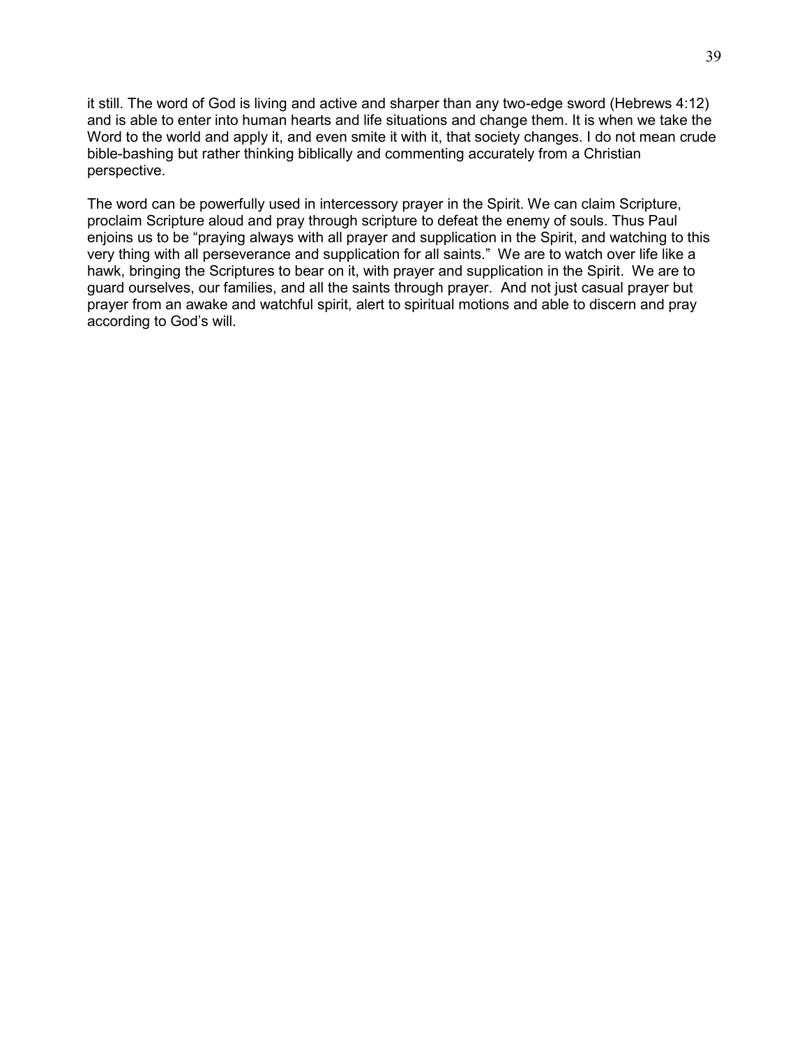it still. The word of God is living and active and sharper than any two-edge sword (Hebrews 4:12) and is able to enter into human hearts and life situations and change them. It is when we take the Word to the world and apply it, and even smite it with it, that society changes. I do not mean crude bible-bashing but rather thinking biblically and commenting accurately from a Christian perspective.

The word can be powerfully used in intercessory prayer in the Spirit. We can claim Scripture, proclaim Scripture aloud and pray through scripture to defeat the enemy of souls. Thus Paul enjoins us to be "praying always with all prayer and supplication in the Spirit, and watching to this very thing with all perseverance and supplication for all saints." We are to watch over life like a hawk, bringing the Scriptures to bear on it, with prayer and supplication in the Spirit. We are to guard ourselves, our families, and all the saints through prayer. And not just casual prayer but prayer from an awake and watchful spirit, alert to spiritual motions and able to discern and pray according to God's will.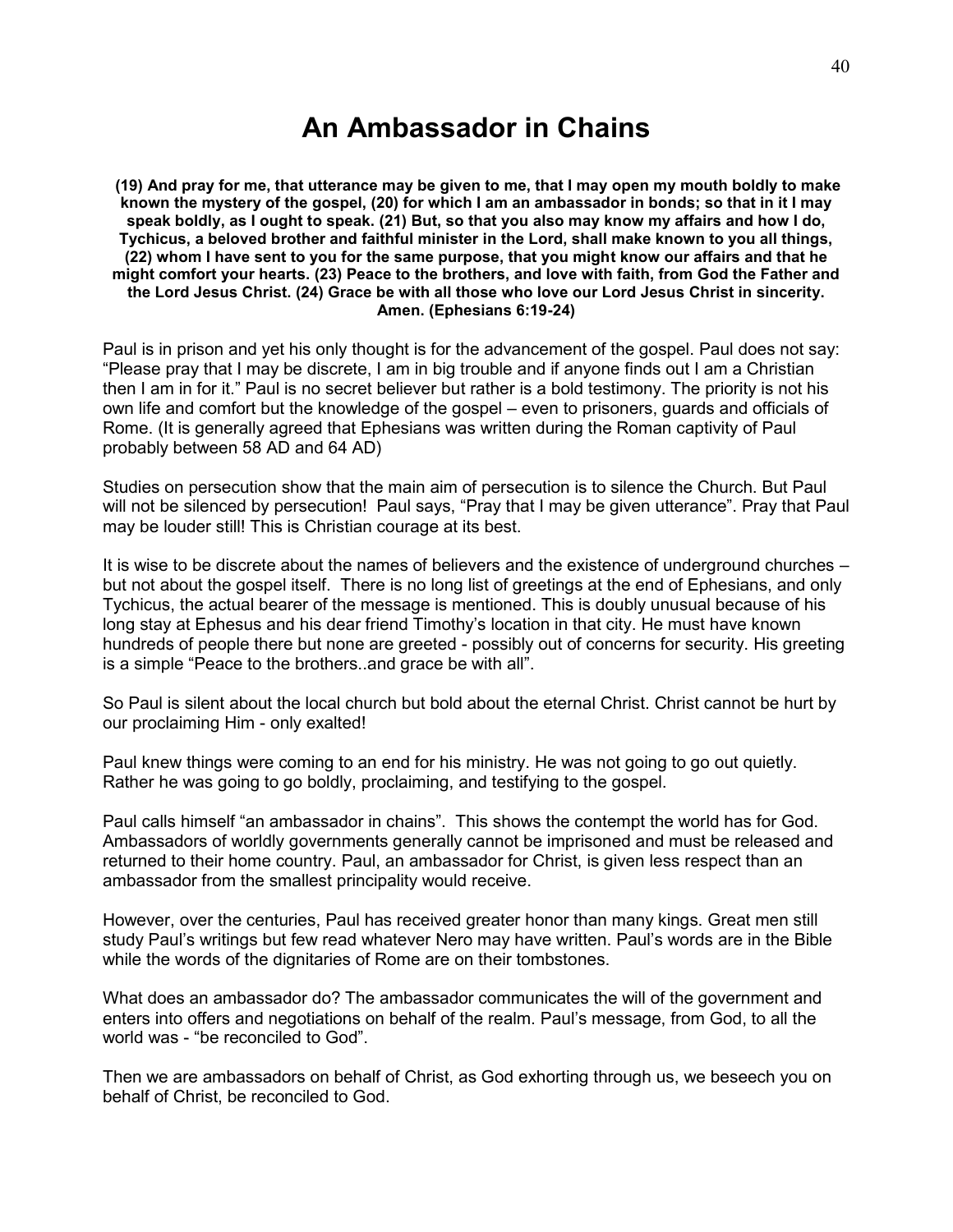# An Ambassador in Chains

**(19) And pray for me, that utterance may be given to me, that I may open my mouth boldly to make known the mystery of the gospel, (20) for which I am an ambassador in bonds; so that in it I may speak boldly, as I ought to speak. (21) But, so that you also may know my affairs and how I do, Tychicus, a beloved brother and faithful minister in the Lord, shall make known to you all things, (22) whom I have sent to you for the same purpose, that you might know our affairs and that he might comfort your hearts. (23) Peace to the brothers, and love with faith, from God the Father and the Lord Jesus Christ. (24) Grace be with all those who love our Lord Jesus Christ in sincerity. Amen. (Ephesians 6:19-24)**

Paul is in prison and yet his only thought is for the advancement of the gospel. Paul does not say: "Please pray that I may be discrete, I am in big trouble and if anyone finds out I am a Christian then I am in for it." Paul is no secret believer but rather is a bold testimony. The priority is not his own life and comfort but the knowledge of the gospel – even to prisoners, guards and officials of Rome. (It is generally agreed that Ephesians was written during the Roman captivity of Paul probably between 58 AD and 64 AD)

Studies on persecution show that the main aim of persecution is to silence the Church. But Paul will not be silenced by persecution! Paul says, "Pray that I may be given utterance". Pray that Paul may be louder still! This is Christian courage at its best.

It is wise to be discrete about the names of believers and the existence of underground churches – but not about the gospel itself. There is no long list of greetings at the end of Ephesians, and only Tychicus, the actual bearer of the message is mentioned. This is doubly unusual because of his long stay at Ephesus and his dear friend Timothy's location in that city. He must have known hundreds of people there but none are greeted - possibly out of concerns for security. His greeting is a simple "Peace to the brothers..and grace be with all".

So Paul is silent about the local church but bold about the eternal Christ. Christ cannot be hurt by our proclaiming Him - only exalted!

Paul knew things were coming to an end for his ministry. He was not going to go out quietly. Rather he was going to go boldly, proclaiming, and testifying to the gospel.

Paul calls himself "an ambassador in chains". This shows the contempt the world has for God. Ambassadors of worldly governments generally cannot be imprisoned and must be released and returned to their home country. Paul, an ambassador for Christ, is given less respect than an ambassador from the smallest principality would receive.

However, over the centuries, Paul has received greater honor than many kings. Great men still study Paul's writings but few read whatever Nero may have written. Paul's words are in the Bible while the words of the dignitaries of Rome are on their tombstones.

What does an ambassador do? The ambassador communicates the will of the government and enters into offers and negotiations on behalf of the realm. Paul's message, from God, to all the world was - "be reconciled to God".

Then we are ambassadors on behalf of Christ, as God exhorting through us, we beseech you on behalf of Christ, be reconciled to God.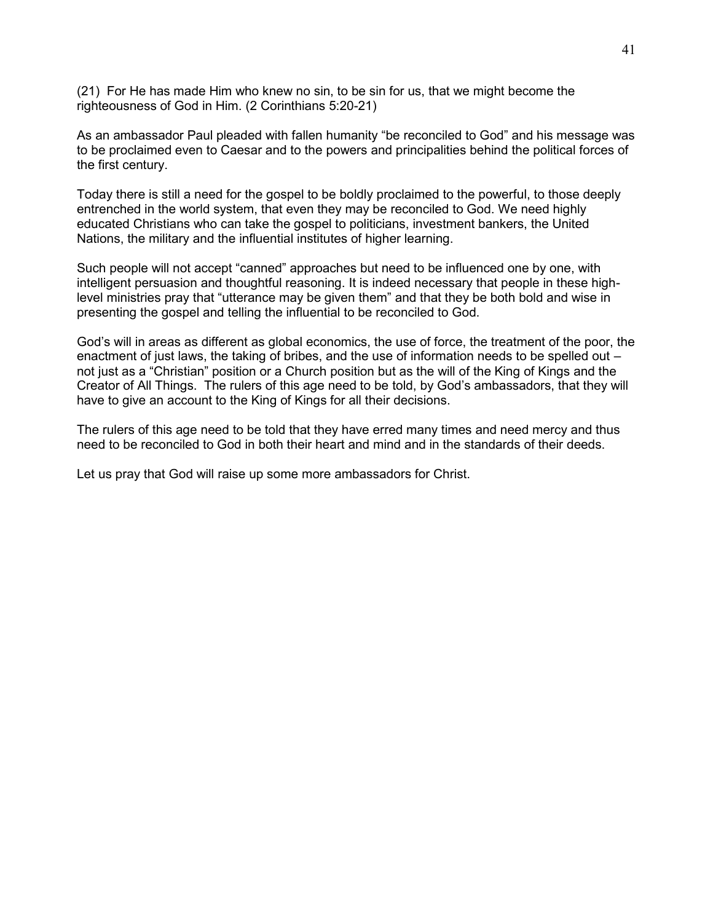(21) For He has made Him who knew no sin, to be sin for us, that we might become the righteousness of God in Him. (2 Corinthians 5:20-21)

As an ambassador Paul pleaded with fallen humanity "be reconciled to God" and his message was to be proclaimed even to Caesar and to the powers and principalities behind the political forces of the first century.

Today there is still a need for the gospel to be boldly proclaimed to the powerful, to those deeply entrenched in the world system, that even they may be reconciled to God. We need highly educated Christians who can take the gospel to politicians, investment bankers, the United Nations, the military and the influential institutes of higher learning.

Such people will not accept "canned" approaches but need to be influenced one by one, with intelligent persuasion and thoughtful reasoning. It is indeed necessary that people in these high-level ministries pray that "utterance may be given them" and that they be both bold and wise in presenting the gospel and telling the influential to be reconciled to God.

God's will in areas as different as global economics, the use of force, the treatment of the poor, the enactment of just laws, the taking of bribes, and the use of information needs to be spelled out – not just as a "Christian" position or a Church position but as the will of the King of Kings and the Creator of All Things. The rulers of this age need to be told, by God's ambassadors, that they will have to give an account to the King of Kings for all their decisions.

The rulers of this age need to be told that they have erred many times and need mercy and thus need to be reconciled to God in both their heart and mind and in the standards of their deeds.

Let us pray that God will raise up some more ambassadors for Christ.